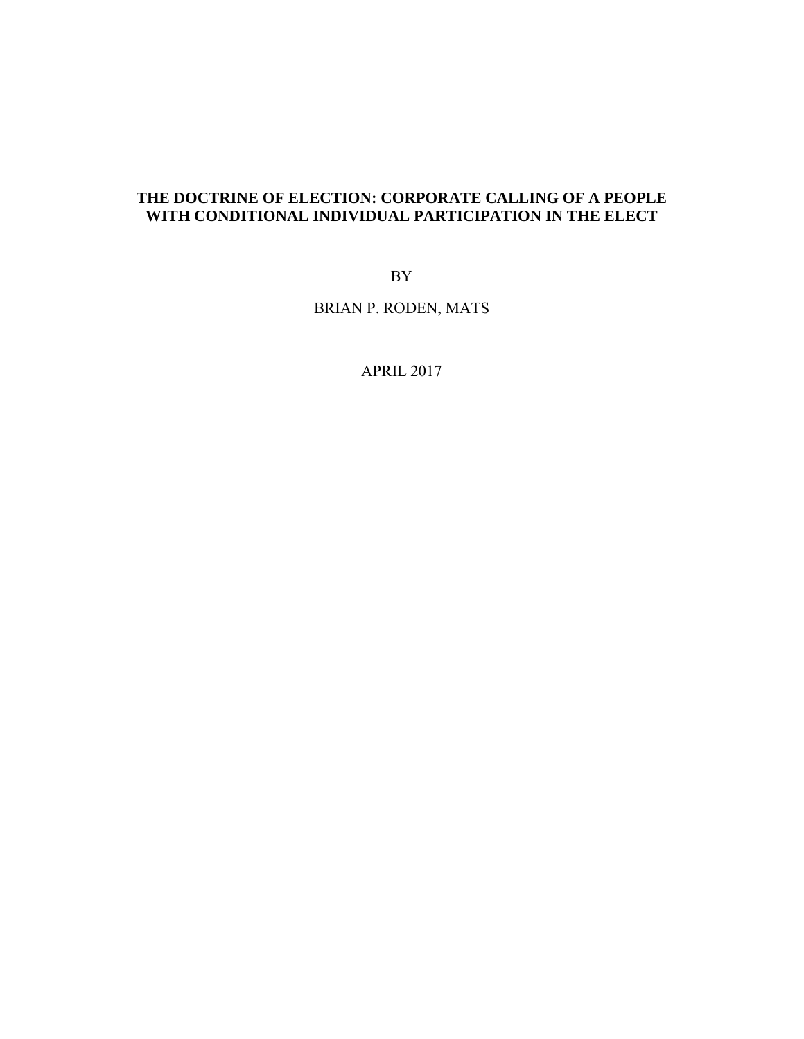# THE DOCTRINE OF ELECTION: CORPORATE CALLING OF A PEOPLE WITH CONDITIONAL INDIVIDUAL PARTICIPATION IN THE ELECT

BY

BRIAN P. RODEN, MATS

APRIL 2017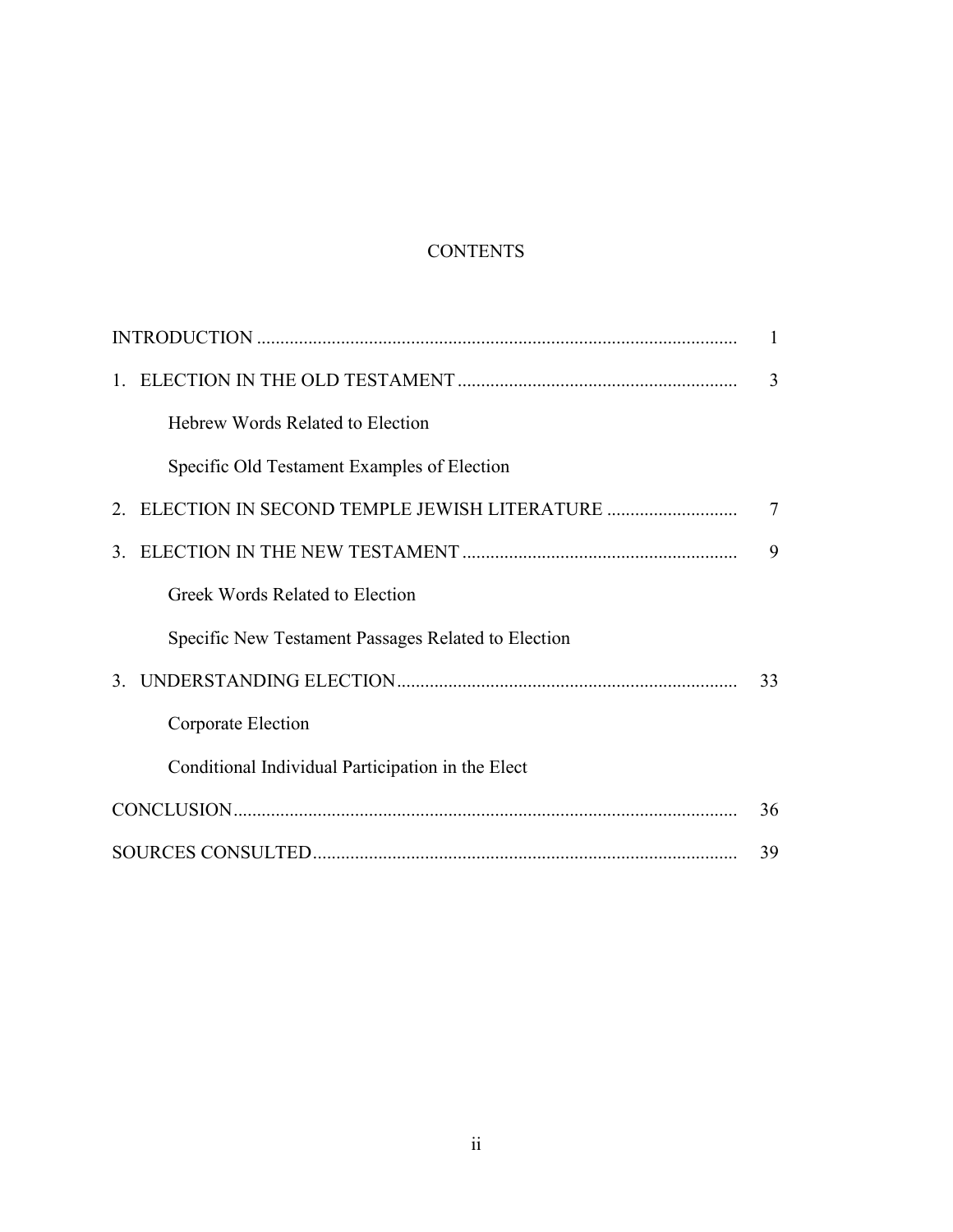# CONTENTS

| | |
|---|---|
| INTRODUCTION | 1 |
| 1. ELECTION IN THE OLD TESTAMENT | 3 |
| Hebrew Words Related to Election | |
| Specific Old Testament Examples of Election | |
| 2. ELECTION IN SECOND TEMPLE JEWISH LITERATURE | 7 |
| 3. ELECTION IN THE NEW TESTAMENT | 9 |
| Greek Words Related to Election | |
| Specific New Testament Passages Related to Election | |
| 3. UNDERSTANDING ELECTION | 33 |
| Corporate Election | |
| Conditional Individual Participation in the Elect | |
| CONCLUSION | 36 |
| SOURCES CONSULTED | 39 |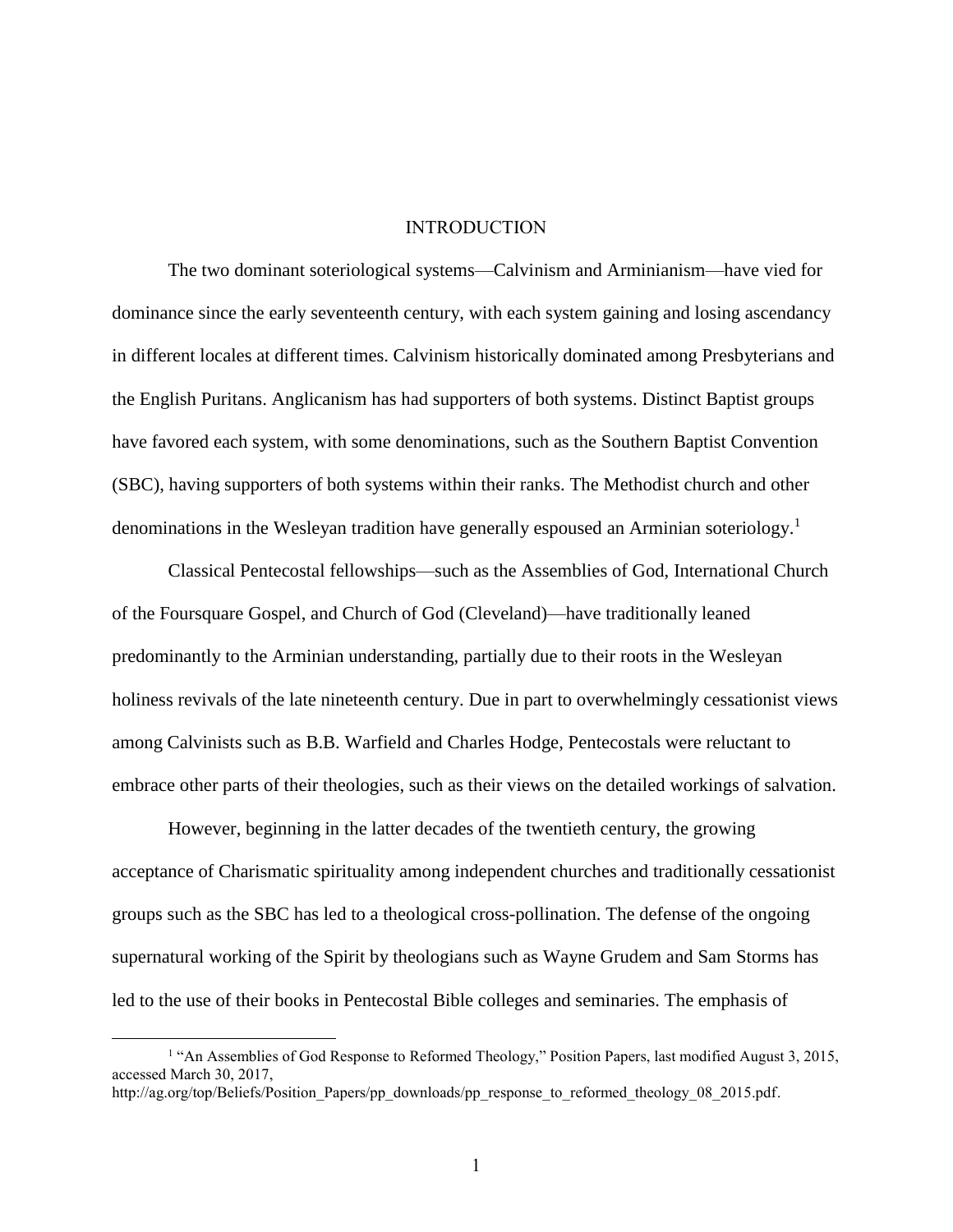# INTRODUCTION

The two dominant soteriological systems—Calvinism and Arminianism—have vied for dominance since the early seventeenth century, with each system gaining and losing ascendancy in different locales at different times. Calvinism historically dominated among Presbyterians and the English Puritans. Anglicanism has had supporters of both systems. Distinct Baptist groups have favored each system, with some denominations, such as the Southern Baptist Convention (SBC), having supporters of both systems within their ranks. The Methodist church and other denominations in the Wesleyan tradition have generally espoused an Arminian soteriology.[1]

Classical Pentecostal fellowships—such as the Assemblies of God, International Church of the Foursquare Gospel, and Church of God (Cleveland)—have traditionally leaned predominantly to the Arminian understanding, partially due to their roots in the Wesleyan holiness revivals of the late nineteenth century. Due in part to overwhelmingly cessationist views among Calvinists such as B.B. Warfield and Charles Hodge, Pentecostals were reluctant to embrace other parts of their theologies, such as their views on the detailed workings of salvation.

However, beginning in the latter decades of the twentieth century, the growing acceptance of Charismatic spirituality among independent churches and traditionally cessationist groups such as the SBC has led to a theological cross-pollination. The defense of the ongoing supernatural working of the Spirit by theologians such as Wayne Grudem and Sam Storms has led to the use of their books in Pentecostal Bible colleges and seminaries. The emphasis of

[1] "An Assemblies of God Response to Reformed Theology," Position Papers, last modified August 3, 2015, accessed March 30, 2017, http://ag.org/top/Beliefs/Position_Papers/pp_downloads/pp_response_to_reformed_theology_08_2015.pdf.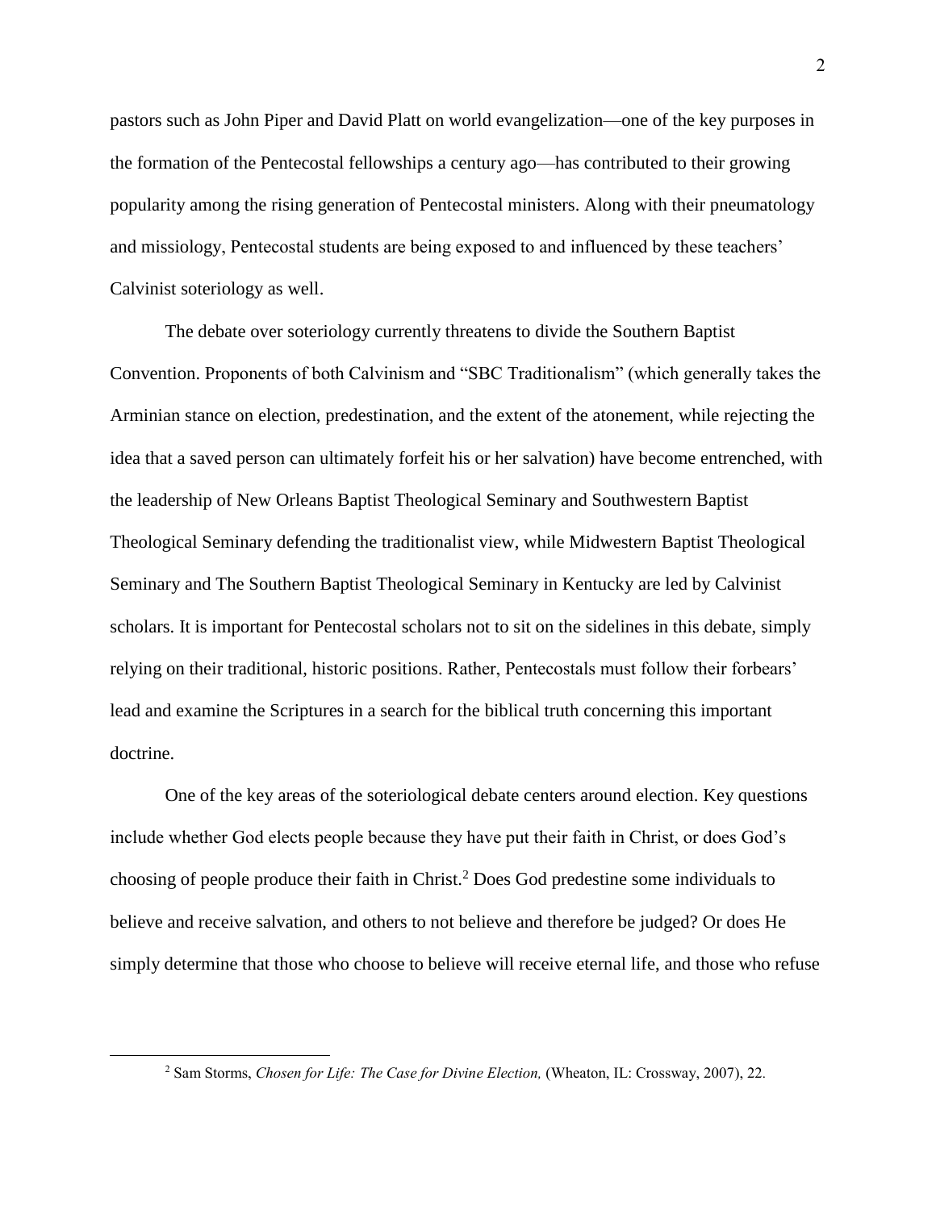pastors such as John Piper and David Platt on world evangelization—one of the key purposes in the formation of the Pentecostal fellowships a century ago—has contributed to their growing popularity among the rising generation of Pentecostal ministers. Along with their pneumatology and missiology, Pentecostal students are being exposed to and influenced by these teachers' Calvinist soteriology as well.

The debate over soteriology currently threatens to divide the Southern Baptist Convention. Proponents of both Calvinism and "SBC Traditionalism" (which generally takes the Arminian stance on election, predestination, and the extent of the atonement, while rejecting the idea that a saved person can ultimately forfeit his or her salvation) have become entrenched, with the leadership of New Orleans Baptist Theological Seminary and Southwestern Baptist Theological Seminary defending the traditionalist view, while Midwestern Baptist Theological Seminary and The Southern Baptist Theological Seminary in Kentucky are led by Calvinist scholars. It is important for Pentecostal scholars not to sit on the sidelines in this debate, simply relying on their traditional, historic positions. Rather, Pentecostals must follow their forbears' lead and examine the Scriptures in a search for the biblical truth concerning this important doctrine.

One of the key areas of the soteriological debate centers around election. Key questions include whether God elects people because they have put their faith in Christ, or does God's choosing of people produce their faith in Christ.[2] Does God predestine some individuals to believe and receive salvation, and others to not believe and therefore be judged? Or does He simply determine that those who choose to believe will receive eternal life, and those who refuse

---

[2] Sam Storms, *Chosen for Life: The Case for Divine Election,* (Wheaton, IL: Crossway, 2007), 22.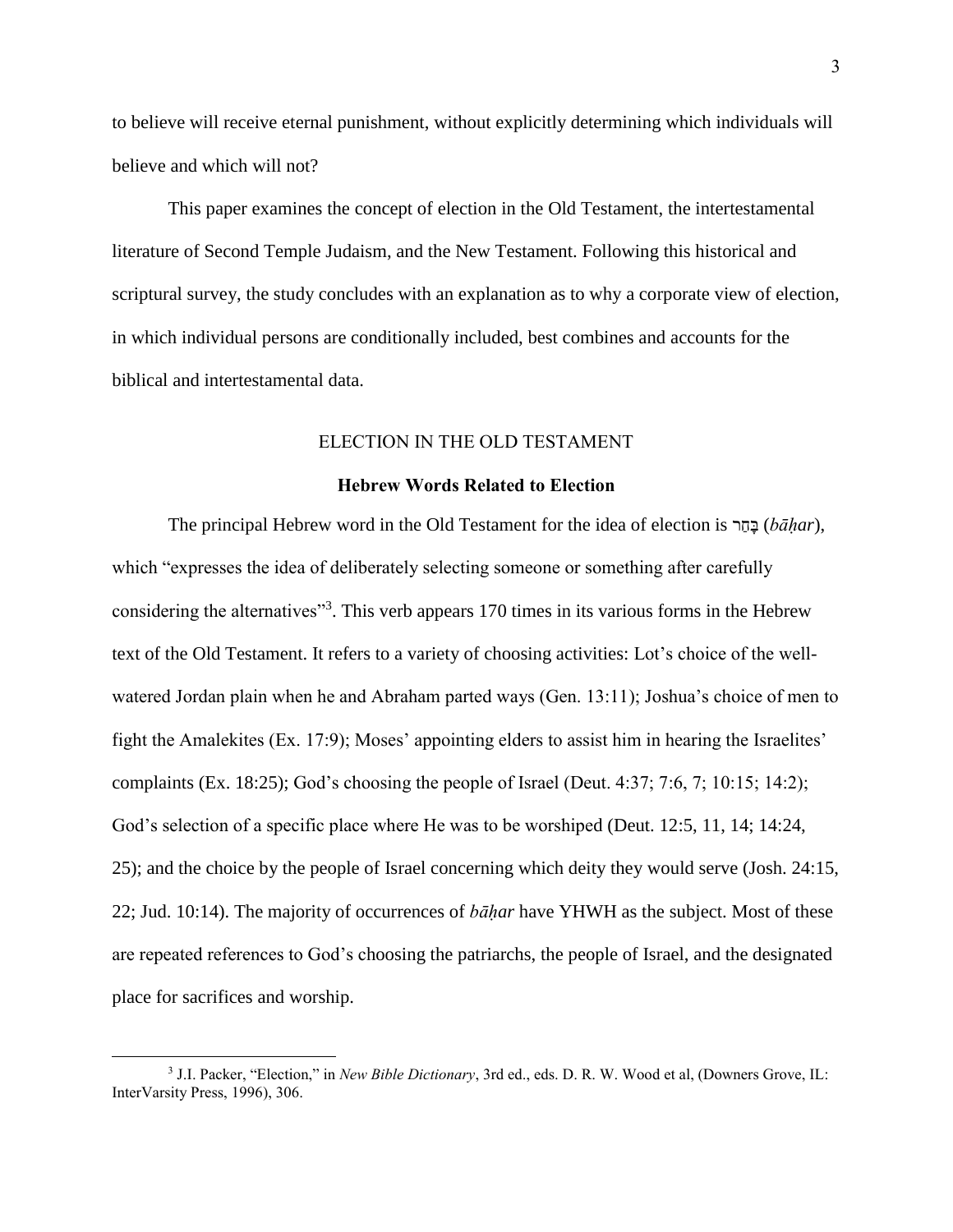to believe will receive eternal punishment, without explicitly determining which individuals will believe and which will not?

This paper examines the concept of election in the Old Testament, the intertestamental literature of Second Temple Judaism, and the New Testament. Following this historical and scriptural survey, the study concludes with an explanation as to why a corporate view of election, in which individual persons are conditionally included, best combines and accounts for the biblical and intertestamental data.

## ELECTION IN THE OLD TESTAMENT

### Hebrew Words Related to Election

The principal Hebrew word in the Old Testament for the idea of election is בָּחַר (*bāḥar*), which "expresses the idea of deliberately selecting someone or something after carefully considering the alternatives"[3]. This verb appears 170 times in its various forms in the Hebrew text of the Old Testament. It refers to a variety of choosing activities: Lot's choice of the well-watered Jordan plain when he and Abraham parted ways (Gen. 13:11); Joshua's choice of men to fight the Amalekites (Ex. 17:9); Moses' appointing elders to assist him in hearing the Israelites' complaints (Ex. 18:25); God's choosing the people of Israel (Deut. 4:37; 7:6, 7; 10:15; 14:2); God's selection of a specific place where He was to be worshiped (Deut. 12:5, 11, 14; 14:24, 25); and the choice by the people of Israel concerning which deity they would serve (Josh. 24:15, 22; Jud. 10:14). The majority of occurrences of *bāḥar* have YHWH as the subject. Most of these are repeated references to God's choosing the patriarchs, the people of Israel, and the designated place for sacrifices and worship.

---

[3] J.I. Packer, "Election," in *New Bible Dictionary*, 3rd ed., eds. D. R. W. Wood et al, (Downers Grove, IL: InterVarsity Press, 1996), 306.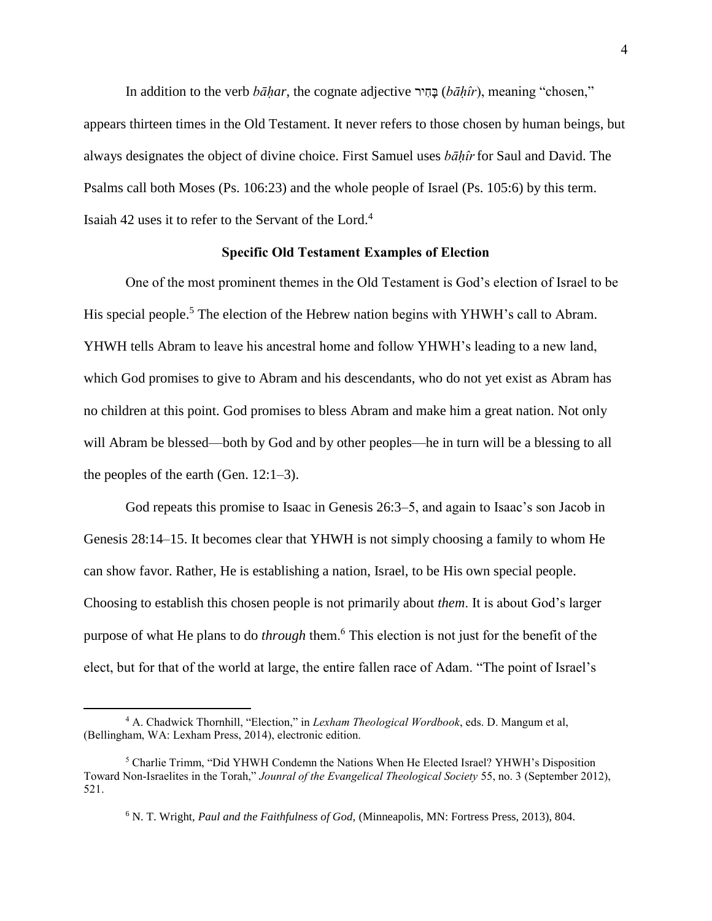In addition to the verb *bāḥar*, the cognate adjective בָּחִיר (*bāḥîr*), meaning "chosen," appears thirteen times in the Old Testament. It never refers to those chosen by human beings, but always designates the object of divine choice. First Samuel uses *bāḥîr* for Saul and David. The Psalms call both Moses (Ps. 106:23) and the whole people of Israel (Ps. 105:6) by this term. Isaiah 42 uses it to refer to the Servant of the Lord.[4]

### Specific Old Testament Examples of Election

One of the most prominent themes in the Old Testament is God's election of Israel to be His special people.[5] The election of the Hebrew nation begins with YHWH's call to Abram. YHWH tells Abram to leave his ancestral home and follow YHWH's leading to a new land, which God promises to give to Abram and his descendants, who do not yet exist as Abram has no children at this point. God promises to bless Abram and make him a great nation. Not only will Abram be blessed—both by God and by other peoples—he in turn will be a blessing to all the peoples of the earth (Gen. 12:1–3).

God repeats this promise to Isaac in Genesis 26:3–5, and again to Isaac's son Jacob in Genesis 28:14–15. It becomes clear that YHWH is not simply choosing a family to whom He can show favor. Rather, He is establishing a nation, Israel, to be His own special people. Choosing to establish this chosen people is not primarily about *them*. It is about God's larger purpose of what He plans to do *through* them.[6] This election is not just for the benefit of the elect, but for that of the world at large, the entire fallen race of Adam. "The point of Israel's

---

[4] A. Chadwick Thornhill, "Election," in *Lexham Theological Wordbook*, eds. D. Mangum et al, (Bellingham, WA: Lexham Press, 2014), electronic edition.

[5] Charlie Trimm, "Did YHWH Condemn the Nations When He Elected Israel? YHWH's Disposition Toward Non-Israelites in the Torah," *Jounral of the Evangelical Theological Society* 55, no. 3 (September 2012), 521.

[6] N. T. Wright, *Paul and the Faithfulness of God,* (Minneapolis, MN: Fortress Press, 2013), 804.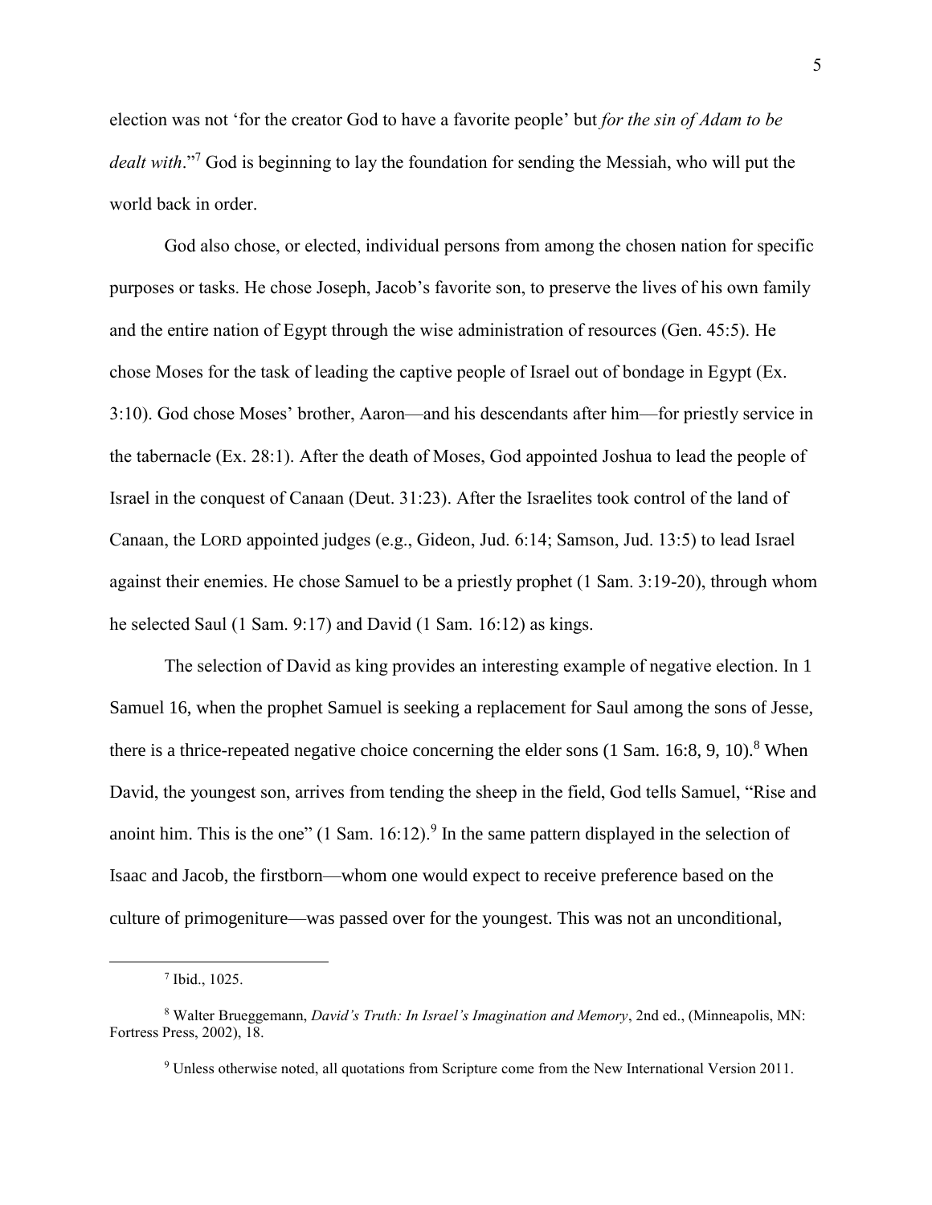election was not 'for the creator God to have a favorite people' but *for the sin of Adam to be dealt with*."[7] God is beginning to lay the foundation for sending the Messiah, who will put the world back in order.

God also chose, or elected, individual persons from among the chosen nation for specific purposes or tasks. He chose Joseph, Jacob's favorite son, to preserve the lives of his own family and the entire nation of Egypt through the wise administration of resources (Gen. 45:5). He chose Moses for the task of leading the captive people of Israel out of bondage in Egypt (Ex. 3:10). God chose Moses' brother, Aaron—and his descendants after him—for priestly service in the tabernacle (Ex. 28:1). After the death of Moses, God appointed Joshua to lead the people of Israel in the conquest of Canaan (Deut. 31:23). After the Israelites took control of the land of Canaan, the LORD appointed judges (e.g., Gideon, Jud. 6:14; Samson, Jud. 13:5) to lead Israel against their enemies. He chose Samuel to be a priestly prophet (1 Sam. 3:19-20), through whom he selected Saul (1 Sam. 9:17) and David (1 Sam. 16:12) as kings.

The selection of David as king provides an interesting example of negative election. In 1 Samuel 16, when the prophet Samuel is seeking a replacement for Saul among the sons of Jesse, there is a thrice-repeated negative choice concerning the elder sons (1 Sam. 16:8, 9, 10).[8] When David, the youngest son, arrives from tending the sheep in the field, God tells Samuel, "Rise and anoint him. This is the one" (1 Sam. 16:12).[9] In the same pattern displayed in the selection of Isaac and Jacob, the firstborn—whom one would expect to receive preference based on the culture of primogeniture—was passed over for the youngest. This was not an unconditional,

---

[7] Ibid., 1025.

[8] Walter Brueggemann, *David's Truth: In Israel's Imagination and Memory*, 2nd ed., (Minneapolis, MN: Fortress Press, 2002), 18.

[9] Unless otherwise noted, all quotations from Scripture come from the New International Version 2011.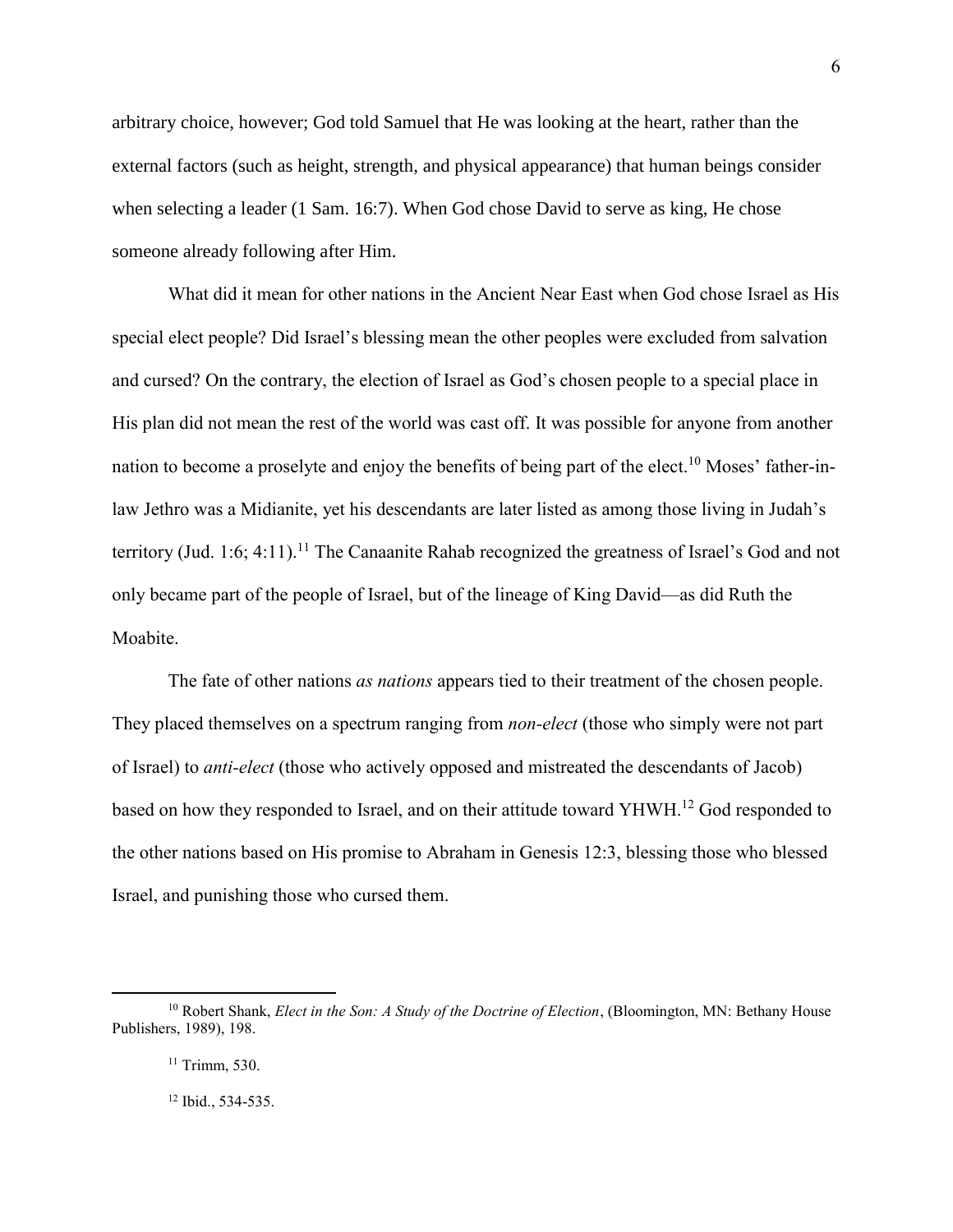arbitrary choice, however; God told Samuel that He was looking at the heart, rather than the external factors (such as height, strength, and physical appearance) that human beings consider when selecting a leader (1 Sam. 16:7). When God chose David to serve as king, He chose someone already following after Him.

What did it mean for other nations in the Ancient Near East when God chose Israel as His special elect people? Did Israel's blessing mean the other peoples were excluded from salvation and cursed? On the contrary, the election of Israel as God's chosen people to a special place in His plan did not mean the rest of the world was cast off. It was possible for anyone from another nation to become a proselyte and enjoy the benefits of being part of the elect.[10] Moses' father-in-law Jethro was a Midianite, yet his descendants are later listed as among those living in Judah's territory (Jud. 1:6; 4:11).[11] The Canaanite Rahab recognized the greatness of Israel's God and not only became part of the people of Israel, but of the lineage of King David—as did Ruth the Moabite.

The fate of other nations *as nations* appears tied to their treatment of the chosen people. They placed themselves on a spectrum ranging from *non-elect* (those who simply were not part of Israel) to *anti-elect* (those who actively opposed and mistreated the descendants of Jacob) based on how they responded to Israel, and on their attitude toward YHWH.[12] God responded to the other nations based on His promise to Abraham in Genesis 12:3, blessing those who blessed Israel, and punishing those who cursed them.

---

[10] Robert Shank, *Elect in the Son: A Study of the Doctrine of Election*, (Bloomington, MN: Bethany House Publishers, 1989), 198.

[11] Trimm, 530.

[12] Ibid., 534-535.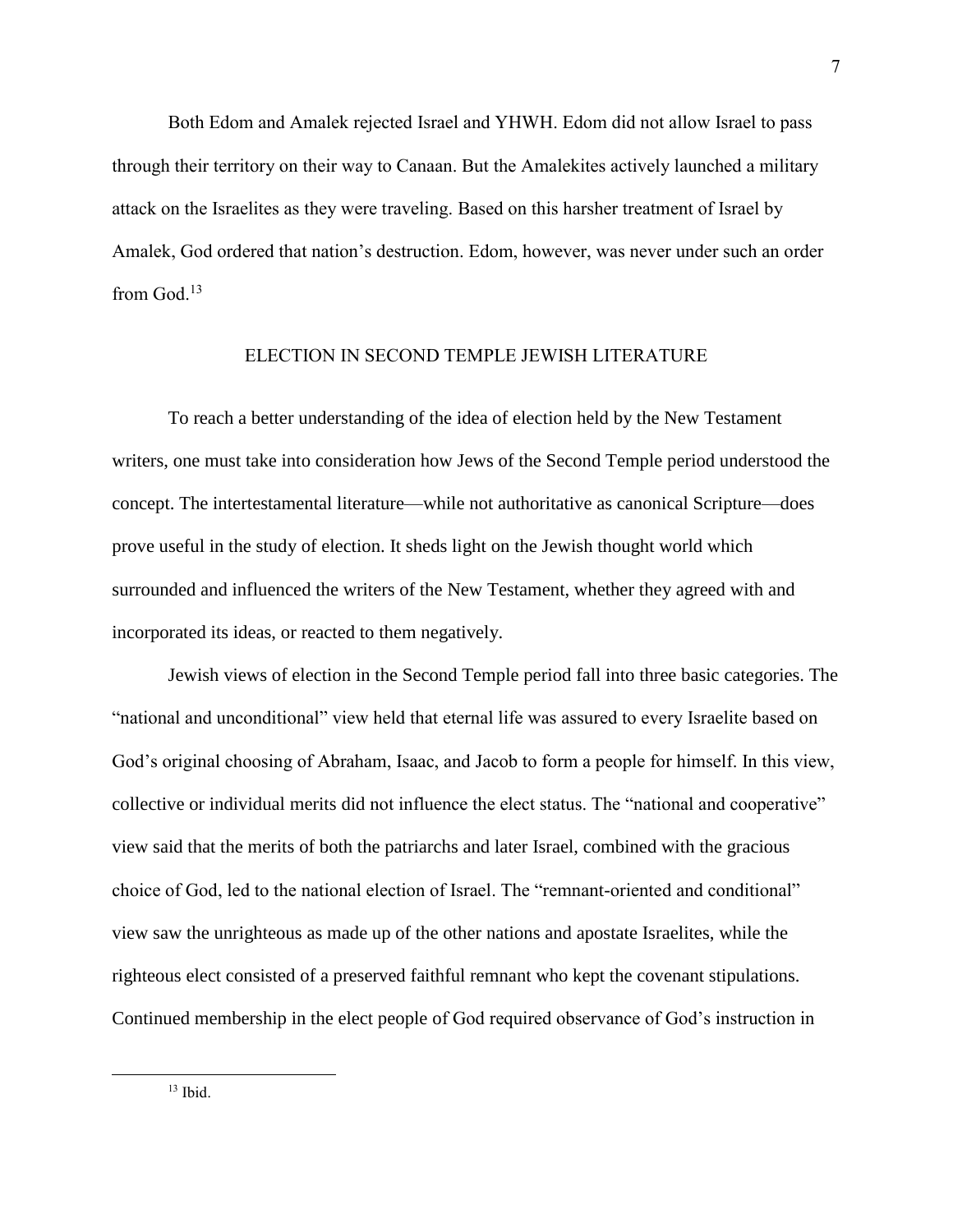Both Edom and Amalek rejected Israel and YHWH. Edom did not allow Israel to pass through their territory on their way to Canaan. But the Amalekites actively launched a military attack on the Israelites as they were traveling. Based on this harsher treatment of Israel by Amalek, God ordered that nation's destruction. Edom, however, was never under such an order from God.[13]

## ELECTION IN SECOND TEMPLE JEWISH LITERATURE

To reach a better understanding of the idea of election held by the New Testament writers, one must take into consideration how Jews of the Second Temple period understood the concept. The intertestamental literature—while not authoritative as canonical Scripture—does prove useful in the study of election. It sheds light on the Jewish thought world which surrounded and influenced the writers of the New Testament, whether they agreed with and incorporated its ideas, or reacted to them negatively.

Jewish views of election in the Second Temple period fall into three basic categories. The "national and unconditional" view held that eternal life was assured to every Israelite based on God's original choosing of Abraham, Isaac, and Jacob to form a people for himself. In this view, collective or individual merits did not influence the elect status. The "national and cooperative" view said that the merits of both the patriarchs and later Israel, combined with the gracious choice of God, led to the national election of Israel. The "remnant-oriented and conditional" view saw the unrighteous as made up of the other nations and apostate Israelites, while the righteous elect consisted of a preserved faithful remnant who kept the covenant stipulations. Continued membership in the elect people of God required observance of God's instruction in

---

[13] Ibid.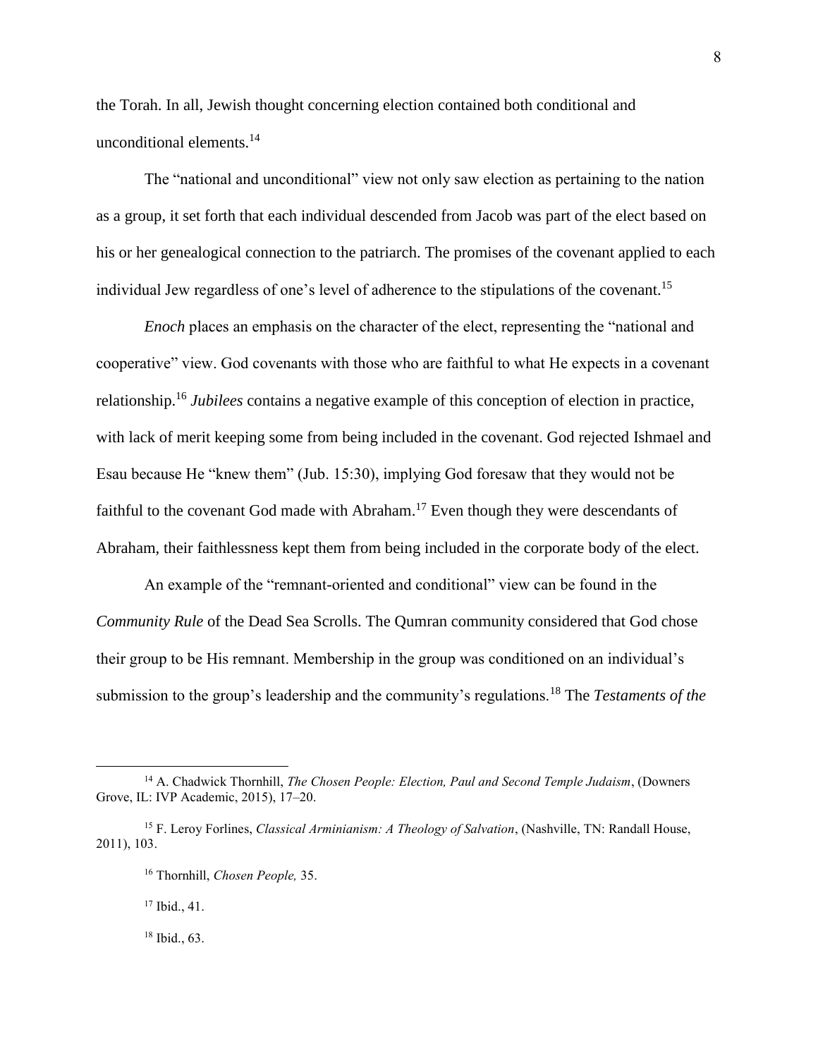the Torah. In all, Jewish thought concerning election contained both conditional and unconditional elements.[14]

The "national and unconditional" view not only saw election as pertaining to the nation as a group, it set forth that each individual descended from Jacob was part of the elect based on his or her genealogical connection to the patriarch. The promises of the covenant applied to each individual Jew regardless of one's level of adherence to the stipulations of the covenant.[15]

*Enoch* places an emphasis on the character of the elect, representing the "national and cooperative" view. God covenants with those who are faithful to what He expects in a covenant relationship.[16] *Jubilees* contains a negative example of this conception of election in practice, with lack of merit keeping some from being included in the covenant. God rejected Ishmael and Esau because He "knew them" (Jub. 15:30), implying God foresaw that they would not be faithful to the covenant God made with Abraham.[17] Even though they were descendants of Abraham, their faithlessness kept them from being included in the corporate body of the elect.

An example of the "remnant-oriented and conditional" view can be found in the *Community Rule* of the Dead Sea Scrolls. The Qumran community considered that God chose their group to be His remnant. Membership in the group was conditioned on an individual's submission to the group's leadership and the community's regulations.[18] The *Testaments of the*

---

[14] A. Chadwick Thornhill, *The Chosen People: Election, Paul and Second Temple Judaism*, (Downers Grove, IL: IVP Academic, 2015), 17–20.

[15] F. Leroy Forlines, *Classical Arminianism: A Theology of Salvation*, (Nashville, TN: Randall House, 2011), 103.

[16] Thornhill, *Chosen People,* 35.

[17] Ibid., 41.

[18] Ibid., 63.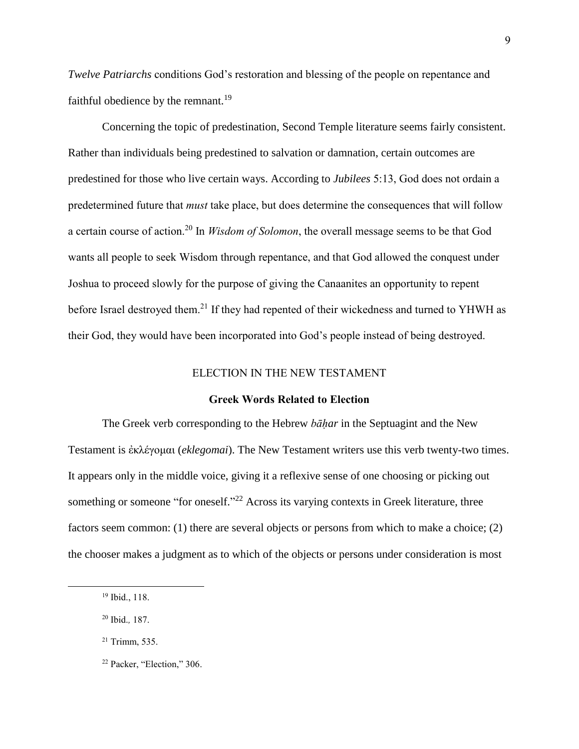*Twelve Patriarchs* conditions God's restoration and blessing of the people on repentance and faithful obedience by the remnant.[19]

Concerning the topic of predestination, Second Temple literature seems fairly consistent. Rather than individuals being predestined to salvation or damnation, certain outcomes are predestined for those who live certain ways. According to *Jubilees* 5:13, God does not ordain a predetermined future that *must* take place, but does determine the consequences that will follow a certain course of action.[20] In *Wisdom of Solomon*, the overall message seems to be that God wants all people to seek Wisdom through repentance, and that God allowed the conquest under Joshua to proceed slowly for the purpose of giving the Canaanites an opportunity to repent before Israel destroyed them.[21] If they had repented of their wickedness and turned to YHWH as their God, they would have been incorporated into God's people instead of being destroyed.

## ELECTION IN THE NEW TESTAMENT

### Greek Words Related to Election

The Greek verb corresponding to the Hebrew *bāḥar* in the Septuagint and the New Testament is ἐκλέγομαι (*eklegomai*). The New Testament writers use this verb twenty-two times. It appears only in the middle voice, giving it a reflexive sense of one choosing or picking out something or someone "for oneself."[22] Across its varying contexts in Greek literature, three factors seem common: (1) there are several objects or persons from which to make a choice; (2) the chooser makes a judgment as to which of the objects or persons under consideration is most

---

[19] Ibid., 118.

[20] Ibid., 187.

[21] Trimm, 535.

[22] Packer, "Election," 306.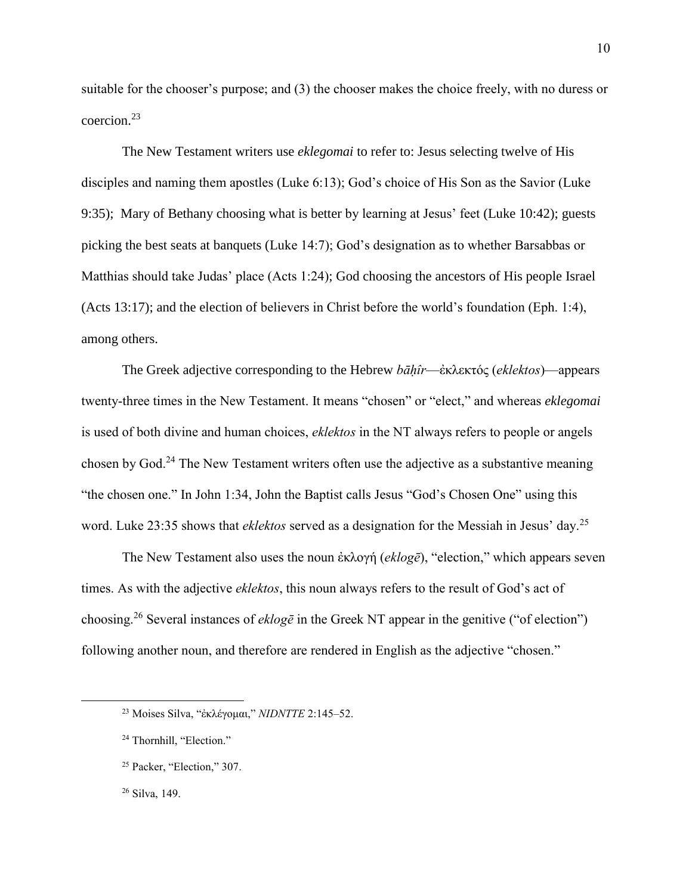suitable for the chooser's purpose; and (3) the chooser makes the choice freely, with no duress or coercion.[23]

The New Testament writers use *eklegomai* to refer to: Jesus selecting twelve of His disciples and naming them apostles (Luke 6:13); God's choice of His Son as the Savior (Luke 9:35); Mary of Bethany choosing what is better by learning at Jesus' feet (Luke 10:42); guests picking the best seats at banquets (Luke 14:7); God's designation as to whether Barsabbas or Matthias should take Judas' place (Acts 1:24); God choosing the ancestors of His people Israel (Acts 13:17); and the election of believers in Christ before the world's foundation (Eph. 1:4), among others.

The Greek adjective corresponding to the Hebrew *bāḥîr*—ἐκλεκτός (*eklektos*)—appears twenty-three times in the New Testament. It means "chosen" or "elect," and whereas *eklegomai* is used of both divine and human choices, *eklektos* in the NT always refers to people or angels chosen by God.[24] The New Testament writers often use the adjective as a substantive meaning "the chosen one." In John 1:34, John the Baptist calls Jesus "God's Chosen One" using this word. Luke 23:35 shows that *eklektos* served as a designation for the Messiah in Jesus' day.[25]

The New Testament also uses the noun ἐκλογή (*eklogē*), "election," which appears seven times. As with the adjective *eklektos*, this noun always refers to the result of God's act of choosing.[26] Several instances of *eklogē* in the Greek NT appear in the genitive ("of election") following another noun, and therefore are rendered in English as the adjective "chosen."

---

[23] Moises Silva, "ἐκλέγομαι," *NIDNTTE* 2:145–52.

[24] Thornhill, "Election."

[25] Packer, "Election," 307.

[26] Silva, 149.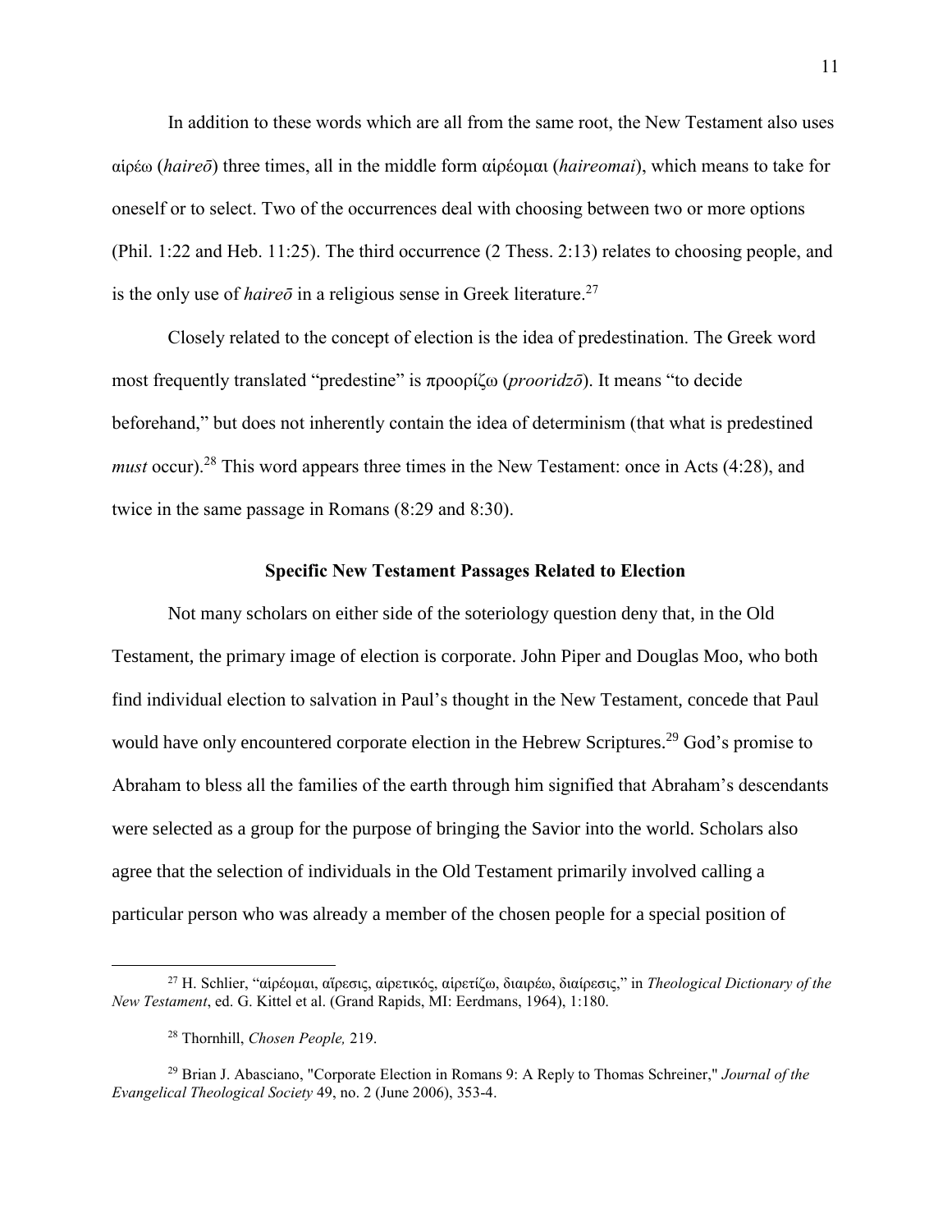In addition to these words which are all from the same root, the New Testament also uses αἱρέω (*haireō*) three times, all in the middle form αἱρέομαι (*haireomai*), which means to take for oneself or to select. Two of the occurrences deal with choosing between two or more options (Phil. 1:22 and Heb. 11:25). The third occurrence (2 Thess. 2:13) relates to choosing people, and is the only use of *haireō* in a religious sense in Greek literature.[27]

Closely related to the concept of election is the idea of predestination. The Greek word most frequently translated "predestine" is προορίζω (*prooridzō*). It means "to decide beforehand," but does not inherently contain the idea of determinism (that what is predestined *must* occur).[28] This word appears three times in the New Testament: once in Acts (4:28), and twice in the same passage in Romans (8:29 and 8:30).

## Specific New Testament Passages Related to Election

Not many scholars on either side of the soteriology question deny that, in the Old Testament, the primary image of election is corporate. John Piper and Douglas Moo, who both find individual election to salvation in Paul's thought in the New Testament, concede that Paul would have only encountered corporate election in the Hebrew Scriptures.[29] God's promise to Abraham to bless all the families of the earth through him signified that Abraham's descendants were selected as a group for the purpose of bringing the Savior into the world. Scholars also agree that the selection of individuals in the Old Testament primarily involved calling a particular person who was already a member of the chosen people for a special position of

---

[27] H. Schlier, "αἱρέομαι, αἵρεσις, αἱρετικός, αἱρετίζω, διαιρέω, διαίρεσις," in *Theological Dictionary of the New Testament*, ed. G. Kittel et al. (Grand Rapids, MI: Eerdmans, 1964), 1:180.

[28] Thornhill, *Chosen People,* 219.

[29] Brian J. Abasciano, "Corporate Election in Romans 9: A Reply to Thomas Schreiner," *Journal of the Evangelical Theological Society* 49, no. 2 (June 2006), 353-4.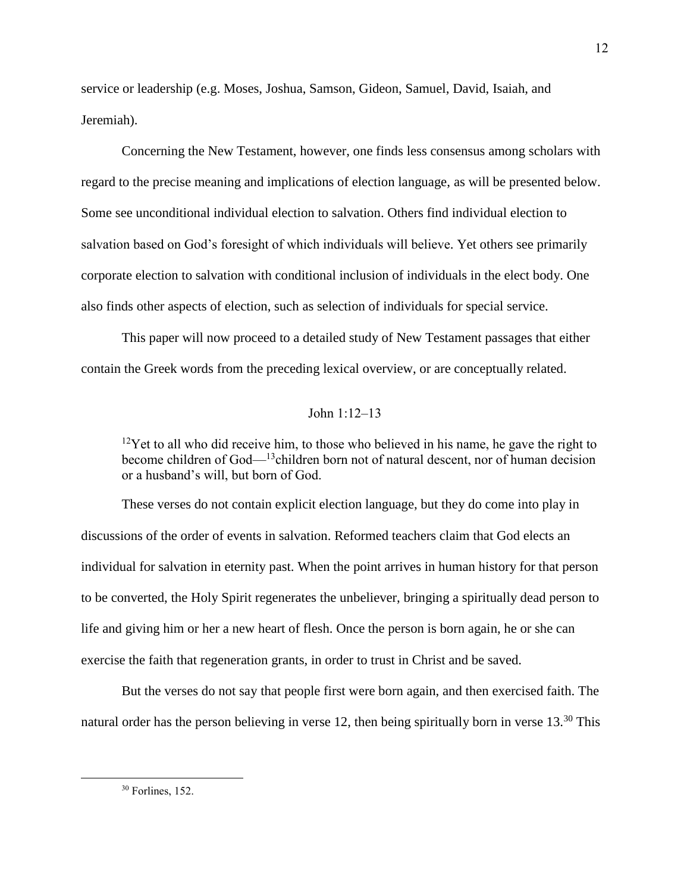service or leadership (e.g. Moses, Joshua, Samson, Gideon, Samuel, David, Isaiah, and Jeremiah).

Concerning the New Testament, however, one finds less consensus among scholars with regard to the precise meaning and implications of election language, as will be presented below. Some see unconditional individual election to salvation. Others find individual election to salvation based on God's foresight of which individuals will believe. Yet others see primarily corporate election to salvation with conditional inclusion of individuals in the elect body. One also finds other aspects of election, such as selection of individuals for special service.

This paper will now proceed to a detailed study of New Testament passages that either contain the Greek words from the preceding lexical overview, or are conceptually related.

## John 1:12–13

> [12]Yet to all who did receive him, to those who believed in his name, he gave the right to become children of God—[13]children born not of natural descent, nor of human decision or a husband's will, but born of God.

These verses do not contain explicit election language, but they do come into play in discussions of the order of events in salvation. Reformed teachers claim that God elects an individual for salvation in eternity past. When the point arrives in human history for that person to be converted, the Holy Spirit regenerates the unbeliever, bringing a spiritually dead person to life and giving him or her a new heart of flesh. Once the person is born again, he or she can exercise the faith that regeneration grants, in order to trust in Christ and be saved.

But the verses do not say that people first were born again, and then exercised faith. The natural order has the person believing in verse 12, then being spiritually born in verse 13.[30] This

[30] Forlines, 152.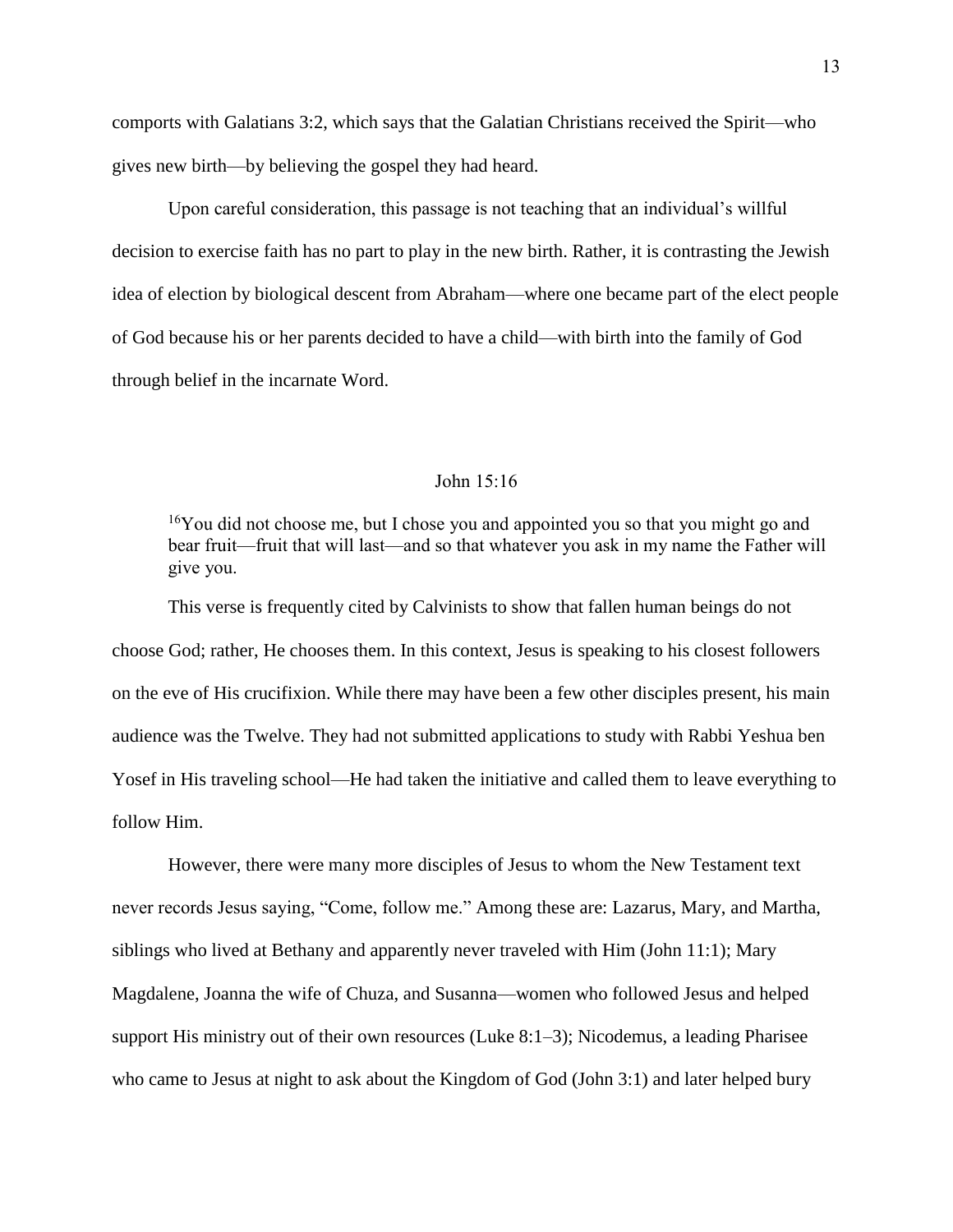comports with Galatians 3:2, which says that the Galatian Christians received the Spirit—who gives new birth—by believing the gospel they had heard.

Upon careful consideration, this passage is not teaching that an individual's willful decision to exercise faith has no part to play in the new birth. Rather, it is contrasting the Jewish idea of election by biological descent from Abraham—where one became part of the elect people of God because his or her parents decided to have a child—with birth into the family of God through belief in the incarnate Word.

## John 15:16

> [16]You did not choose me, but I chose you and appointed you so that you might go and bear fruit—fruit that will last—and so that whatever you ask in my name the Father will give you.

This verse is frequently cited by Calvinists to show that fallen human beings do not choose God; rather, He chooses them. In this context, Jesus is speaking to his closest followers on the eve of His crucifixion. While there may have been a few other disciples present, his main audience was the Twelve. They had not submitted applications to study with Rabbi Yeshua ben Yosef in His traveling school—He had taken the initiative and called them to leave everything to follow Him.

However, there were many more disciples of Jesus to whom the New Testament text never records Jesus saying, "Come, follow me." Among these are: Lazarus, Mary, and Martha, siblings who lived at Bethany and apparently never traveled with Him (John 11:1); Mary Magdalene, Joanna the wife of Chuza, and Susanna—women who followed Jesus and helped support His ministry out of their own resources (Luke 8:1–3); Nicodemus, a leading Pharisee who came to Jesus at night to ask about the Kingdom of God (John 3:1) and later helped bury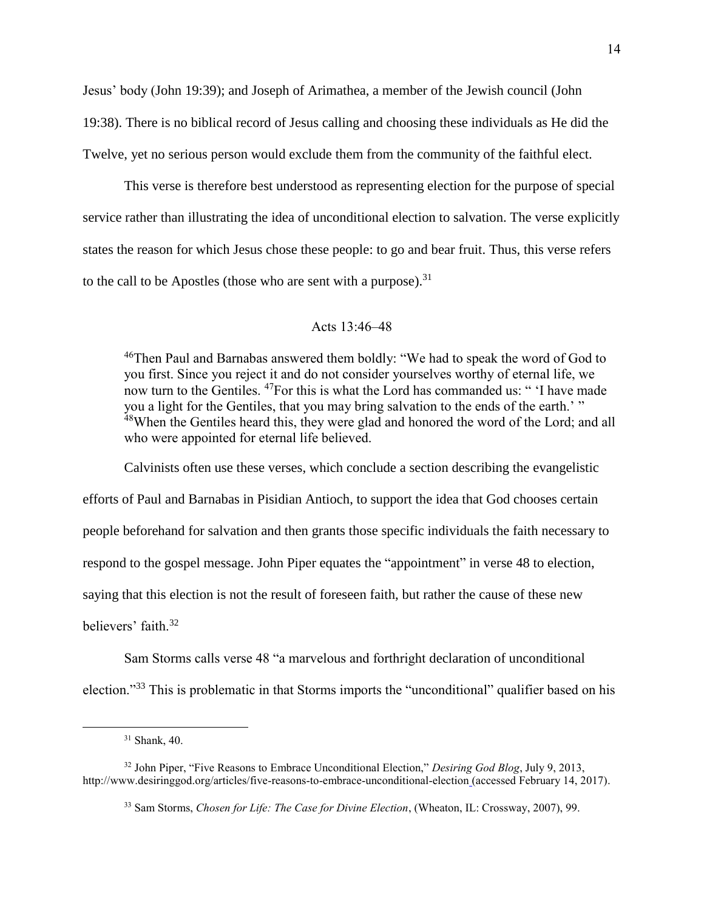Jesus' body (John 19:39); and Joseph of Arimathea, a member of the Jewish council (John 19:38). There is no biblical record of Jesus calling and choosing these individuals as He did the Twelve, yet no serious person would exclude them from the community of the faithful elect.

This verse is therefore best understood as representing election for the purpose of special service rather than illustrating the idea of unconditional election to salvation. The verse explicitly states the reason for which Jesus chose these people: to go and bear fruit. Thus, this verse refers to the call to be Apostles (those who are sent with a purpose).[31]

### Acts 13:46–48

> [46]Then Paul and Barnabas answered them boldly: "We had to speak the word of God to you first. Since you reject it and do not consider yourselves worthy of eternal life, we now turn to the Gentiles. [47]For this is what the Lord has commanded us: " 'I have made you a light for the Gentiles, that you may bring salvation to the ends of the earth.' " [48]When the Gentiles heard this, they were glad and honored the word of the Lord; and all who were appointed for eternal life believed.

Calvinists often use these verses, which conclude a section describing the evangelistic efforts of Paul and Barnabas in Pisidian Antioch, to support the idea that God chooses certain people beforehand for salvation and then grants those specific individuals the faith necessary to respond to the gospel message. John Piper equates the "appointment" in verse 48 to election, saying that this election is not the result of foreseen faith, but rather the cause of these new believers' faith.[32]

Sam Storms calls verse 48 "a marvelous and forthright declaration of unconditional election."[33] This is problematic in that Storms imports the "unconditional" qualifier based on his

---

[31] Shank, 40.

[32] John Piper, "Five Reasons to Embrace Unconditional Election," *Desiring God Blog*, July 9, 2013, http://www.desiringgod.org/articles/five-reasons-to-embrace-unconditional-election (accessed February 14, 2017).

[33] Sam Storms, *Chosen for Life: The Case for Divine Election*, (Wheaton, IL: Crossway, 2007), 99.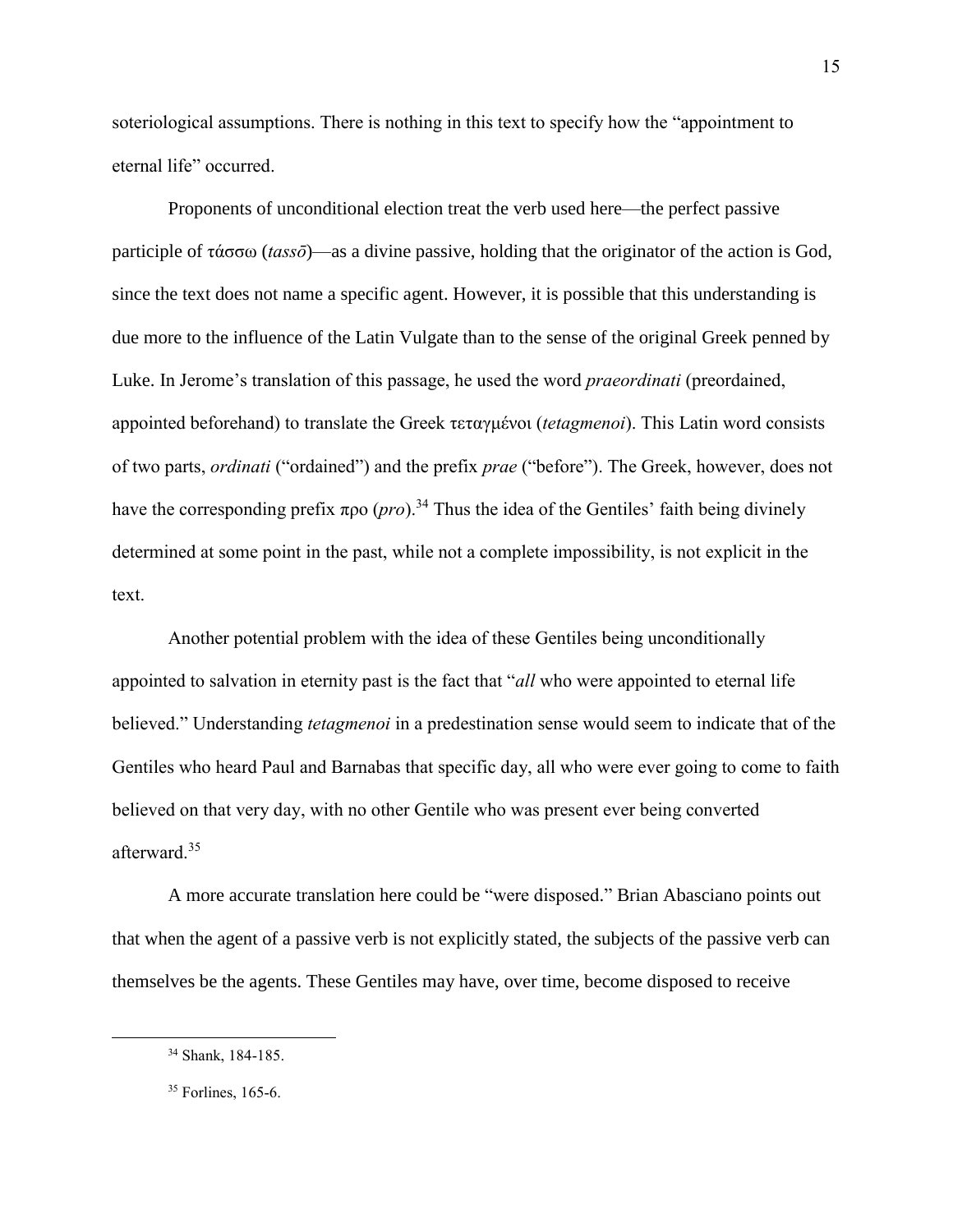soteriological assumptions. There is nothing in this text to specify how the "appointment to eternal life" occurred.

Proponents of unconditional election treat the verb used here—the perfect passive participle of τάσσω (*tassō*)—as a divine passive, holding that the originator of the action is God, since the text does not name a specific agent. However, it is possible that this understanding is due more to the influence of the Latin Vulgate than to the sense of the original Greek penned by Luke. In Jerome's translation of this passage, he used the word *praeordinati* (preordained, appointed beforehand) to translate the Greek τεταγμένοι (*tetagmenoi*). This Latin word consists of two parts, *ordinati* ("ordained") and the prefix *prae* ("before"). The Greek, however, does not have the corresponding prefix προ (*pro*).[34] Thus the idea of the Gentiles' faith being divinely determined at some point in the past, while not a complete impossibility, is not explicit in the text.

Another potential problem with the idea of these Gentiles being unconditionally appointed to salvation in eternity past is the fact that "*all* who were appointed to eternal life believed." Understanding *tetagmenoi* in a predestination sense would seem to indicate that of the Gentiles who heard Paul and Barnabas that specific day, all who were ever going to come to faith believed on that very day, with no other Gentile who was present ever being converted afterward.[35]

A more accurate translation here could be "were disposed." Brian Abasciano points out that when the agent of a passive verb is not explicitly stated, the subjects of the passive verb can themselves be the agents. These Gentiles may have, over time, become disposed to receive

---

[34] Shank, 184-185.

[35] Forlines, 165-6.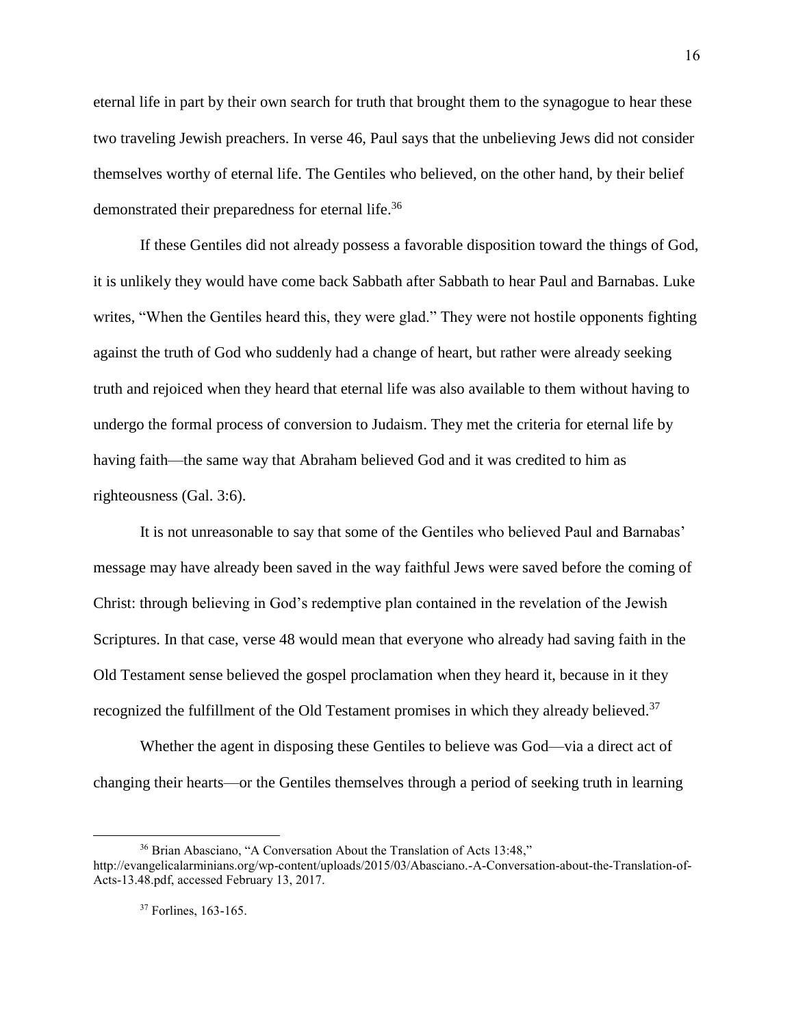eternal life in part by their own search for truth that brought them to the synagogue to hear these two traveling Jewish preachers. In verse 46, Paul says that the unbelieving Jews did not consider themselves worthy of eternal life. The Gentiles who believed, on the other hand, by their belief demonstrated their preparedness for eternal life.[36]

If these Gentiles did not already possess a favorable disposition toward the things of God, it is unlikely they would have come back Sabbath after Sabbath to hear Paul and Barnabas. Luke writes, "When the Gentiles heard this, they were glad." They were not hostile opponents fighting against the truth of God who suddenly had a change of heart, but rather were already seeking truth and rejoiced when they heard that eternal life was also available to them without having to undergo the formal process of conversion to Judaism. They met the criteria for eternal life by having faith—the same way that Abraham believed God and it was credited to him as righteousness (Gal. 3:6).

It is not unreasonable to say that some of the Gentiles who believed Paul and Barnabas' message may have already been saved in the way faithful Jews were saved before the coming of Christ: through believing in God's redemptive plan contained in the revelation of the Jewish Scriptures. In that case, verse 48 would mean that everyone who already had saving faith in the Old Testament sense believed the gospel proclamation when they heard it, because in it they recognized the fulfillment of the Old Testament promises in which they already believed.[37]

Whether the agent in disposing these Gentiles to believe was God—via a direct act of changing their hearts—or the Gentiles themselves through a period of seeking truth in learning

---

[36] Brian Abasciano, "A Conversation About the Translation of Acts 13:48," http://evangelicalarminians.org/wp-content/uploads/2015/03/Abasciano.-A-Conversation-about-the-Translation-of-Acts-13.48.pdf, accessed February 13, 2017.

[37] Forlines, 163-165.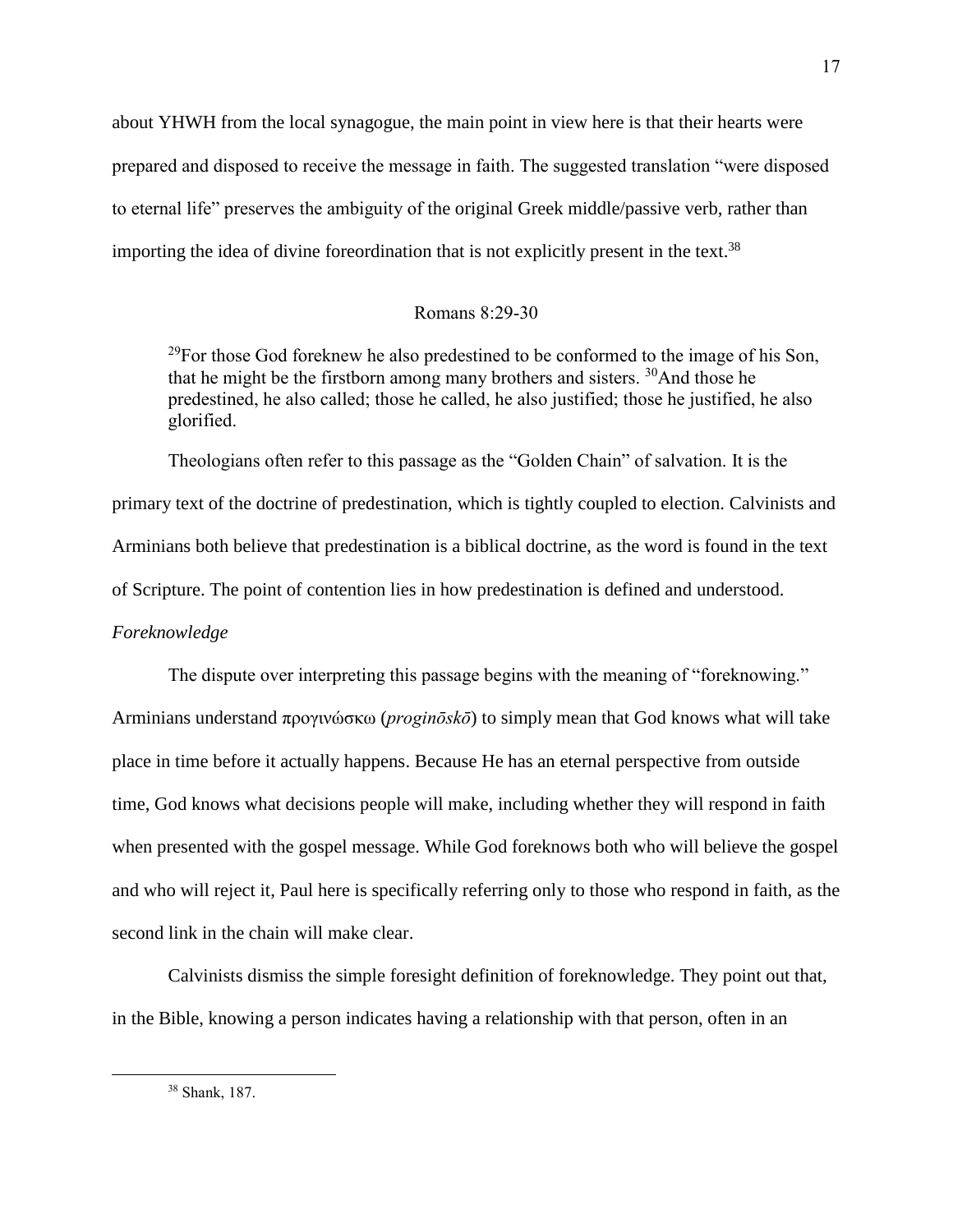about YHWH from the local synagogue, the main point in view here is that their hearts were prepared and disposed to receive the message in faith. The suggested translation "were disposed to eternal life" preserves the ambiguity of the original Greek middle/passive verb, rather than importing the idea of divine foreordination that is not explicitly present in the text.[38]

## Romans 8:29-30

> [29]For those God foreknew he also predestined to be conformed to the image of his Son, that he might be the firstborn among many brothers and sisters. [30]And those he predestined, he also called; those he called, he also justified; those he justified, he also glorified.

Theologians often refer to this passage as the "Golden Chain" of salvation. It is the primary text of the doctrine of predestination, which is tightly coupled to election. Calvinists and Arminians both believe that predestination is a biblical doctrine, as the word is found in the text of Scripture. The point of contention lies in how predestination is defined and understood.

### *Foreknowledge*

The dispute over interpreting this passage begins with the meaning of "foreknowing." Arminians understand προγινώσκω (*proginōskō*) to simply mean that God knows what will take place in time before it actually happens. Because He has an eternal perspective from outside time, God knows what decisions people will make, including whether they will respond in faith when presented with the gospel message. While God foreknows both who will believe the gospel and who will reject it, Paul here is specifically referring only to those who respond in faith, as the second link in the chain will make clear.

Calvinists dismiss the simple foresight definition of foreknowledge. They point out that, in the Bible, knowing a person indicates having a relationship with that person, often in an

[38] Shank, 187.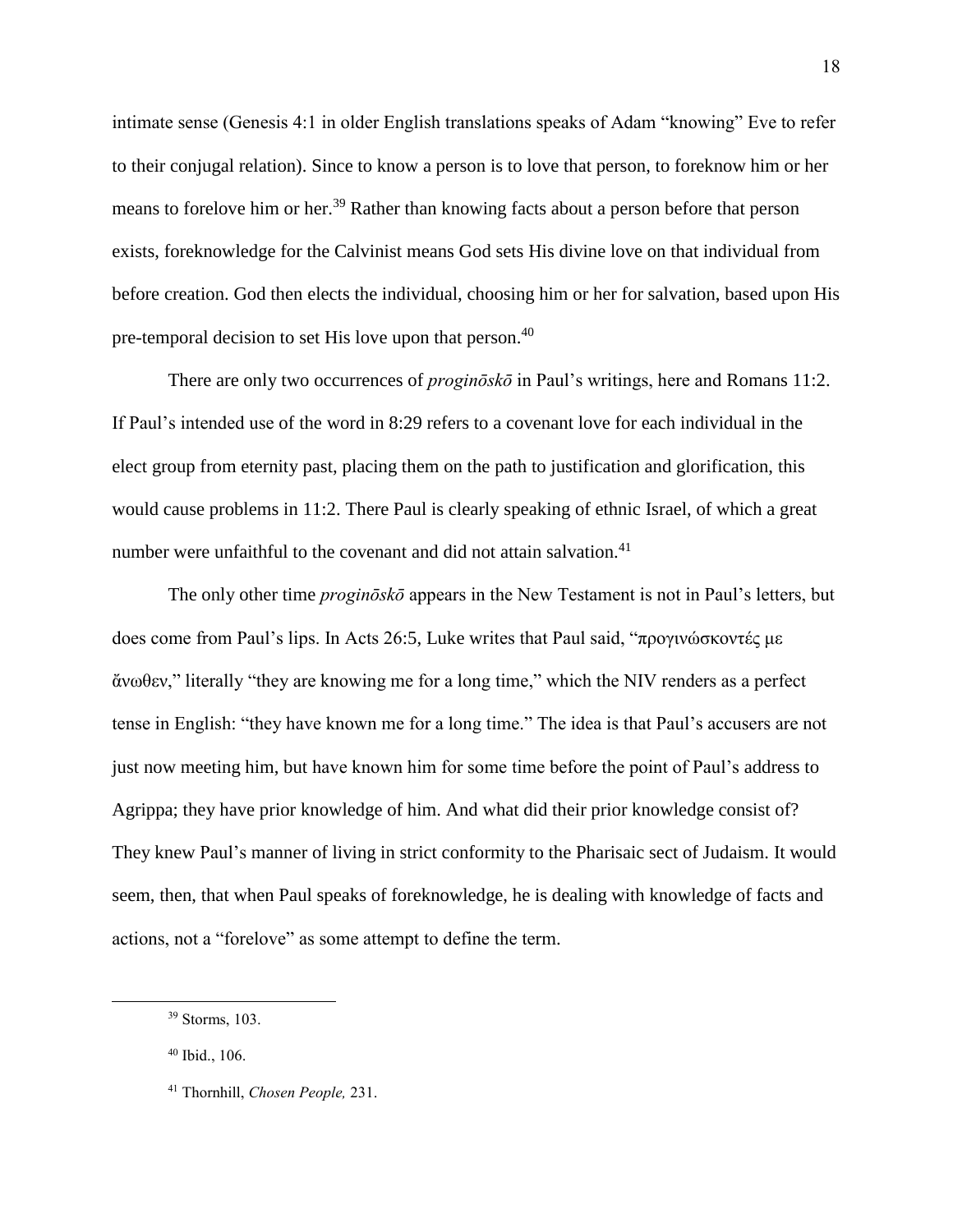intimate sense (Genesis 4:1 in older English translations speaks of Adam "knowing" Eve to refer to their conjugal relation). Since to know a person is to love that person, to foreknow him or her means to forelove him or her.[39] Rather than knowing facts about a person before that person exists, foreknowledge for the Calvinist means God sets His divine love on that individual from before creation. God then elects the individual, choosing him or her for salvation, based upon His pre-temporal decision to set His love upon that person.[40]

There are only two occurrences of *proginōskō* in Paul's writings, here and Romans 11:2. If Paul's intended use of the word in 8:29 refers to a covenant love for each individual in the elect group from eternity past, placing them on the path to justification and glorification, this would cause problems in 11:2. There Paul is clearly speaking of ethnic Israel, of which a great number were unfaithful to the covenant and did not attain salvation.[41]

The only other time *proginōskō* appears in the New Testament is not in Paul's letters, but does come from Paul's lips. In Acts 26:5, Luke writes that Paul said, "προγινώσκοντές με ἄνωθεν," literally "they are knowing me for a long time," which the NIV renders as a perfect tense in English: "they have known me for a long time." The idea is that Paul's accusers are not just now meeting him, but have known him for some time before the point of Paul's address to Agrippa; they have prior knowledge of him. And what did their prior knowledge consist of? They knew Paul's manner of living in strict conformity to the Pharisaic sect of Judaism. It would seem, then, that when Paul speaks of foreknowledge, he is dealing with knowledge of facts and actions, not a "forelove" as some attempt to define the term.

---

[39] Storms, 103.

[40] Ibid., 106.

[41] Thornhill, *Chosen People,* 231.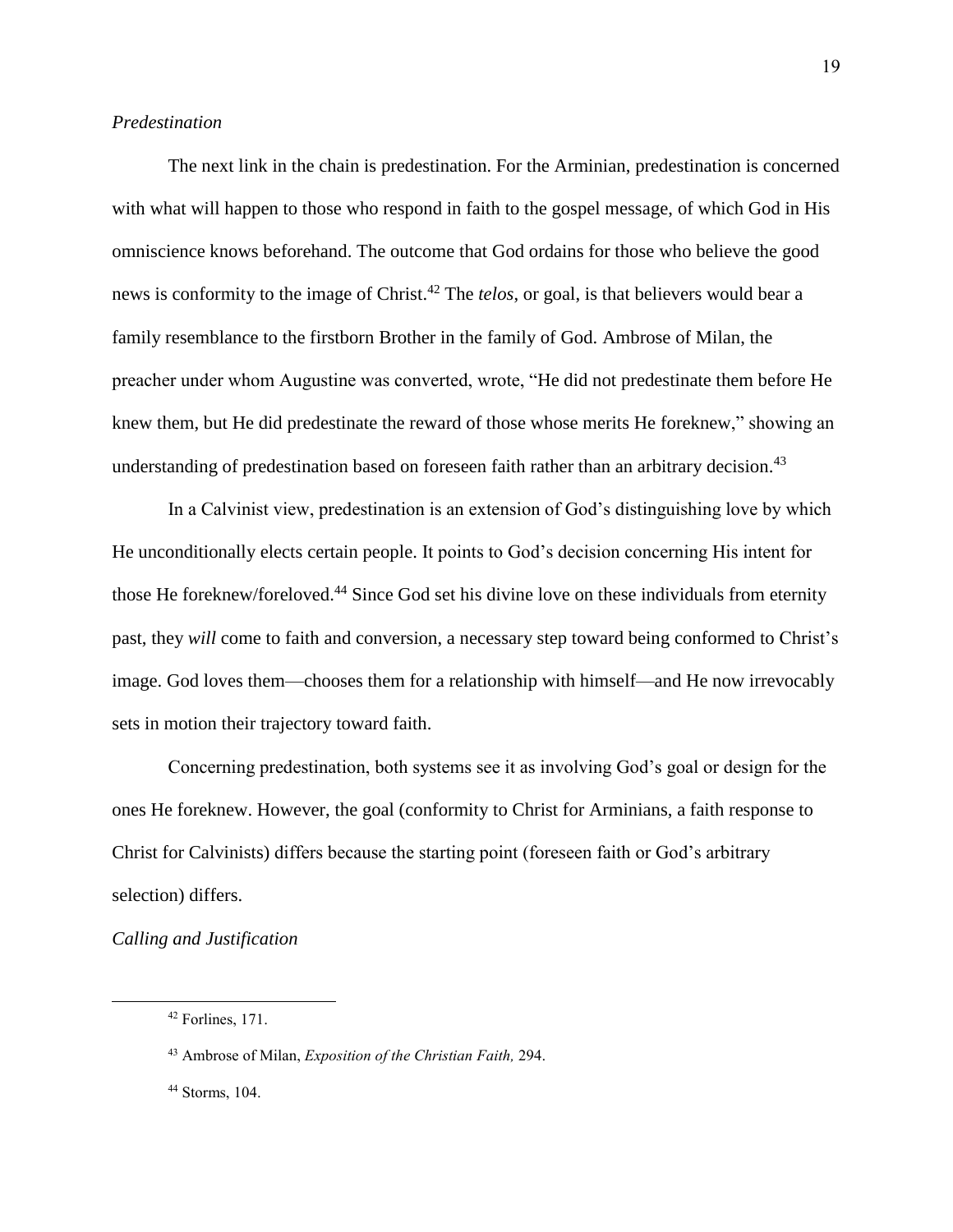*Predestination*

The next link in the chain is predestination. For the Arminian, predestination is concerned with what will happen to those who respond in faith to the gospel message, of which God in His omniscience knows beforehand. The outcome that God ordains for those who believe the good news is conformity to the image of Christ.[42] The *telos*, or goal, is that believers would bear a family resemblance to the firstborn Brother in the family of God. Ambrose of Milan, the preacher under whom Augustine was converted, wrote, "He did not predestinate them before He knew them, but He did predestinate the reward of those whose merits He foreknew," showing an understanding of predestination based on foreseen faith rather than an arbitrary decision.[43]

In a Calvinist view, predestination is an extension of God's distinguishing love by which He unconditionally elects certain people. It points to God's decision concerning His intent for those He foreknew/foreloved.[44] Since God set his divine love on these individuals from eternity past, they *will* come to faith and conversion, a necessary step toward being conformed to Christ's image. God loves them—chooses them for a relationship with himself—and He now irrevocably sets in motion their trajectory toward faith.

Concerning predestination, both systems see it as involving God's goal or design for the ones He foreknew. However, the goal (conformity to Christ for Arminians, a faith response to Christ for Calvinists) differs because the starting point (foreseen faith or God's arbitrary selection) differs.

*Calling and Justification*

---

[42] Forlines, 171.

[43] Ambrose of Milan, *Exposition of the Christian Faith,* 294.

[44] Storms, 104.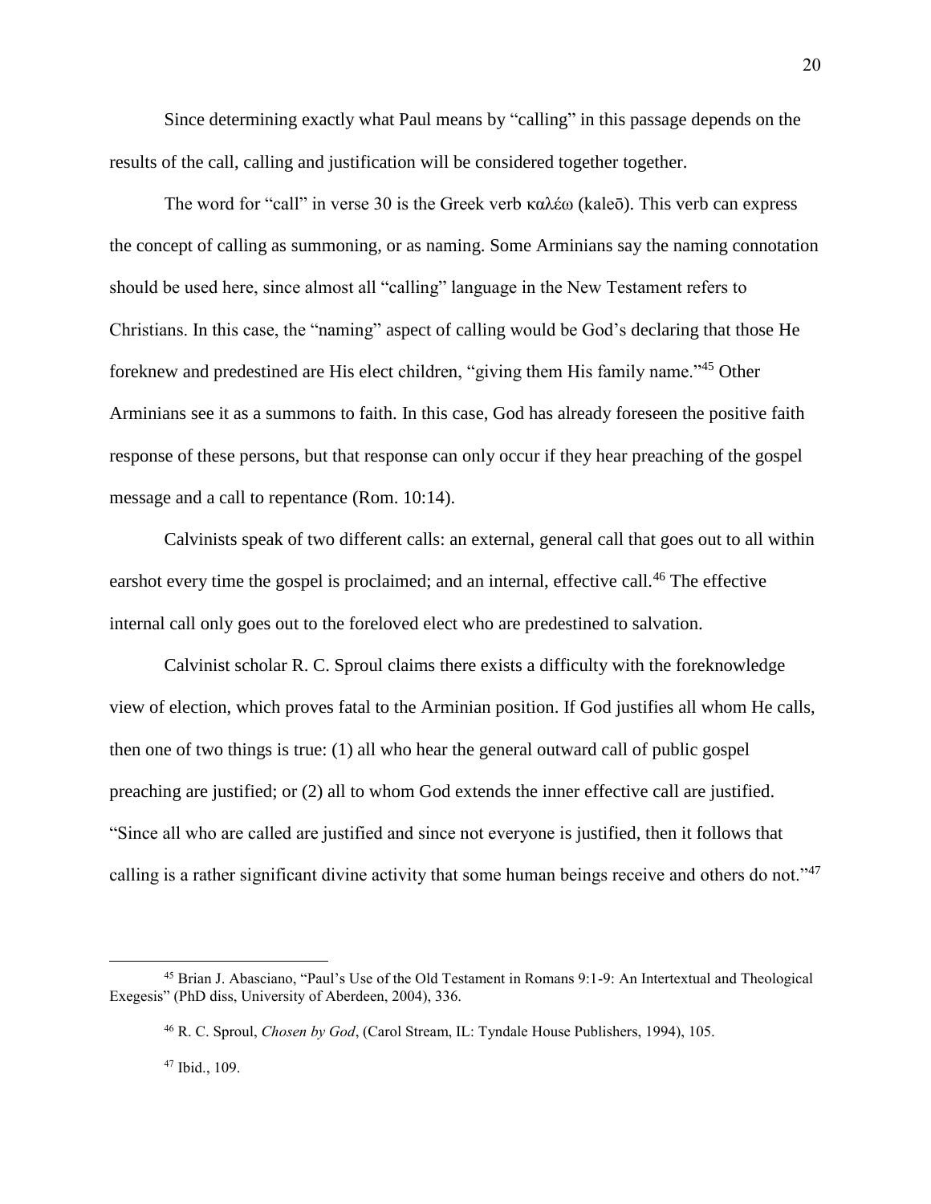Since determining exactly what Paul means by "calling" in this passage depends on the results of the call, calling and justification will be considered together together.

The word for "call" in verse 30 is the Greek verb καλέω (kaleō). This verb can express the concept of calling as summoning, or as naming. Some Arminians say the naming connotation should be used here, since almost all "calling" language in the New Testament refers to Christians. In this case, the "naming" aspect of calling would be God's declaring that those He foreknew and predestined are His elect children, "giving them His family name."[45] Other Arminians see it as a summons to faith. In this case, God has already foreseen the positive faith response of these persons, but that response can only occur if they hear preaching of the gospel message and a call to repentance (Rom. 10:14).

Calvinists speak of two different calls: an external, general call that goes out to all within earshot every time the gospel is proclaimed; and an internal, effective call.[46] The effective internal call only goes out to the foreloved elect who are predestined to salvation.

Calvinist scholar R. C. Sproul claims there exists a difficulty with the foreknowledge view of election, which proves fatal to the Arminian position. If God justifies all whom He calls, then one of two things is true: (1) all who hear the general outward call of public gospel preaching are justified; or (2) all to whom God extends the inner effective call are justified. "Since all who are called are justified and since not everyone is justified, then it follows that calling is a rather significant divine activity that some human beings receive and others do not."[47]

---

[45] Brian J. Abasciano, "Paul's Use of the Old Testament in Romans 9:1-9: An Intertextual and Theological Exegesis" (PhD diss, University of Aberdeen, 2004), 336.

[46] R. C. Sproul, *Chosen by God*, (Carol Stream, IL: Tyndale House Publishers, 1994), 105.

[47] Ibid., 109.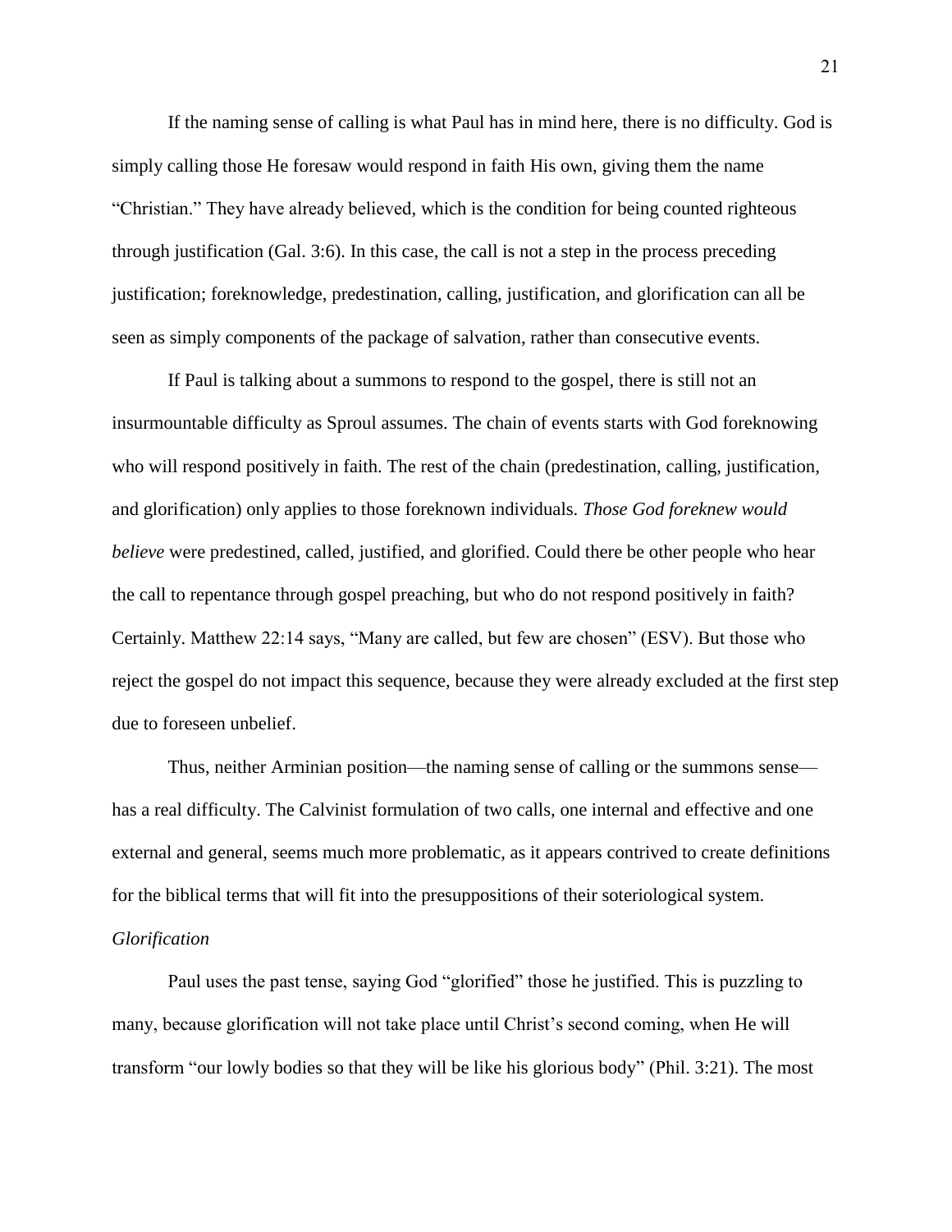If the naming sense of calling is what Paul has in mind here, there is no difficulty. God is simply calling those He foresaw would respond in faith His own, giving them the name "Christian." They have already believed, which is the condition for being counted righteous through justification (Gal. 3:6). In this case, the call is not a step in the process preceding justification; foreknowledge, predestination, calling, justification, and glorification can all be seen as simply components of the package of salvation, rather than consecutive events.

If Paul is talking about a summons to respond to the gospel, there is still not an insurmountable difficulty as Sproul assumes. The chain of events starts with God foreknowing who will respond positively in faith. The rest of the chain (predestination, calling, justification, and glorification) only applies to those foreknown individuals. *Those God foreknew would believe* were predestined, called, justified, and glorified. Could there be other people who hear the call to repentance through gospel preaching, but who do not respond positively in faith? Certainly. Matthew 22:14 says, "Many are called, but few are chosen" (ESV). But those who reject the gospel do not impact this sequence, because they were already excluded at the first step due to foreseen unbelief.

Thus, neither Arminian position—the naming sense of calling or the summons sense—has a real difficulty. The Calvinist formulation of two calls, one internal and effective and one external and general, seems much more problematic, as it appears contrived to create definitions for the biblical terms that will fit into the presuppositions of their soteriological system.

*Glorification*

Paul uses the past tense, saying God "glorified" those he justified. This is puzzling to many, because glorification will not take place until Christ's second coming, when He will transform "our lowly bodies so that they will be like his glorious body" (Phil. 3:21). The most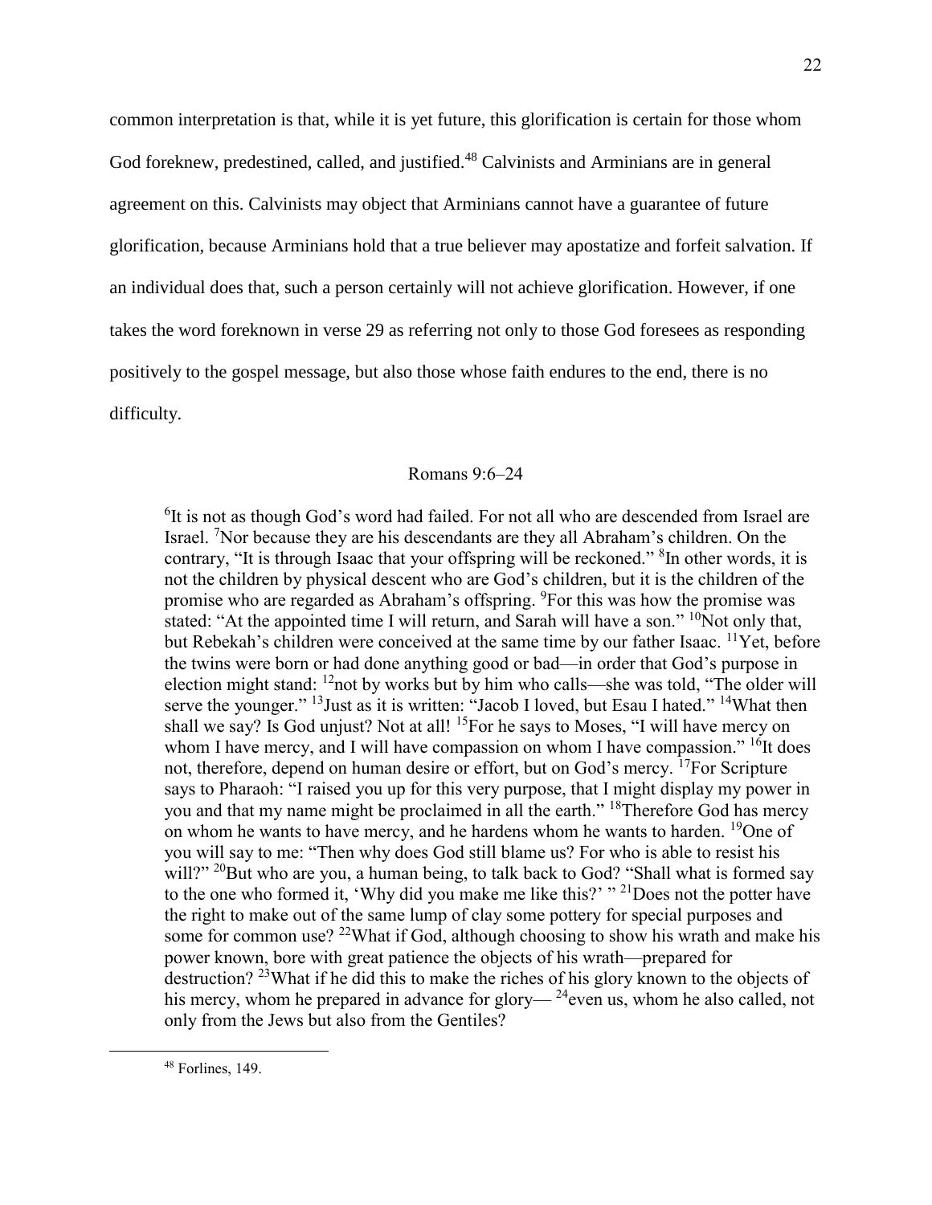common interpretation is that, while it is yet future, this glorification is certain for those whom God foreknew, predestined, called, and justified.[48] Calvinists and Arminians are in general agreement on this. Calvinists may object that Arminians cannot have a guarantee of future glorification, because Arminians hold that a true believer may apostatize and forfeit salvation. If an individual does that, such a person certainly will not achieve glorification. However, if one takes the word foreknown in verse 29 as referring not only to those God foresees as responding positively to the gospel message, but also those whose faith endures to the end, there is no difficulty.

## Romans 9:6–24

> [6]It is not as though God's word had failed. For not all who are descended from Israel are Israel. [7]Nor because they are his descendants are they all Abraham's children. On the contrary, "It is through Isaac that your offspring will be reckoned." [8]In other words, it is not the children by physical descent who are God's children, but it is the children of the promise who are regarded as Abraham's offspring. [9]For this was how the promise was stated: "At the appointed time I will return, and Sarah will have a son." [10]Not only that, but Rebekah's children were conceived at the same time by our father Isaac. [11]Yet, before the twins were born or had done anything good or bad—in order that God's purpose in election might stand: [12]not by works but by him who calls—she was told, "The older will serve the younger." [13]Just as it is written: "Jacob I loved, but Esau I hated." [14]What then shall we say? Is God unjust? Not at all! [15]For he says to Moses, "I will have mercy on whom I have mercy, and I will have compassion on whom I have compassion." [16]It does not, therefore, depend on human desire or effort, but on God's mercy. [17]For Scripture says to Pharaoh: "I raised you up for this very purpose, that I might display my power in you and that my name might be proclaimed in all the earth." [18]Therefore God has mercy on whom he wants to have mercy, and he hardens whom he wants to harden. [19]One of you will say to me: "Then why does God still blame us? For who is able to resist his will?" [20]But who are you, a human being, to talk back to God? "Shall what is formed say to the one who formed it, 'Why did you make me like this?' " [21]Does not the potter have the right to make out of the same lump of clay some pottery for special purposes and some for common use? [22]What if God, although choosing to show his wrath and make his power known, bore with great patience the objects of his wrath—prepared for destruction? [23]What if he did this to make the riches of his glory known to the objects of his mercy, whom he prepared in advance for glory— [24]even us, whom he also called, not only from the Jews but also from the Gentiles?

[48] Forlines, 149.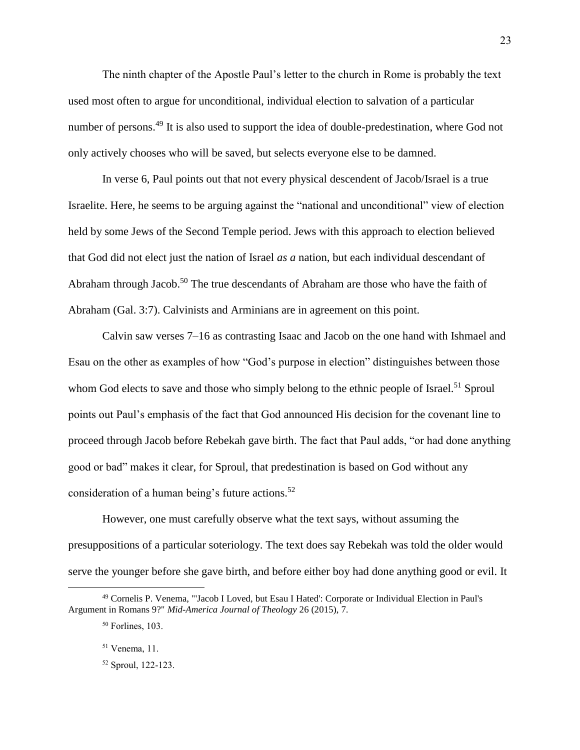The ninth chapter of the Apostle Paul's letter to the church in Rome is probably the text used most often to argue for unconditional, individual election to salvation of a particular number of persons.[49] It is also used to support the idea of double-predestination, where God not only actively chooses who will be saved, but selects everyone else to be damned.

In verse 6, Paul points out that not every physical descendent of Jacob/Israel is a true Israelite. Here, he seems to be arguing against the "national and unconditional" view of election held by some Jews of the Second Temple period. Jews with this approach to election believed that God did not elect just the nation of Israel *as a* nation, but each individual descendant of Abraham through Jacob.[50] The true descendants of Abraham are those who have the faith of Abraham (Gal. 3:7). Calvinists and Arminians are in agreement on this point.

Calvin saw verses 7–16 as contrasting Isaac and Jacob on the one hand with Ishmael and Esau on the other as examples of how "God's purpose in election" distinguishes between those whom God elects to save and those who simply belong to the ethnic people of Israel.[51] Sproul points out Paul's emphasis of the fact that God announced His decision for the covenant line to proceed through Jacob before Rebekah gave birth. The fact that Paul adds, "or had done anything good or bad" makes it clear, for Sproul, that predestination is based on God without any consideration of a human being's future actions.[52]

However, one must carefully observe what the text says, without assuming the presuppositions of a particular soteriology. The text does say Rebekah was told the older would serve the younger before she gave birth, and before either boy had done anything good or evil. It

---

[49] Cornelis P. Venema, "'Jacob I Loved, but Esau I Hated': Corporate or Individual Election in Paul's Argument in Romans 9?" *Mid-America Journal of Theology* 26 (2015), 7.

[50] Forlines, 103.

[51] Venema, 11.

[52] Sproul, 122-123.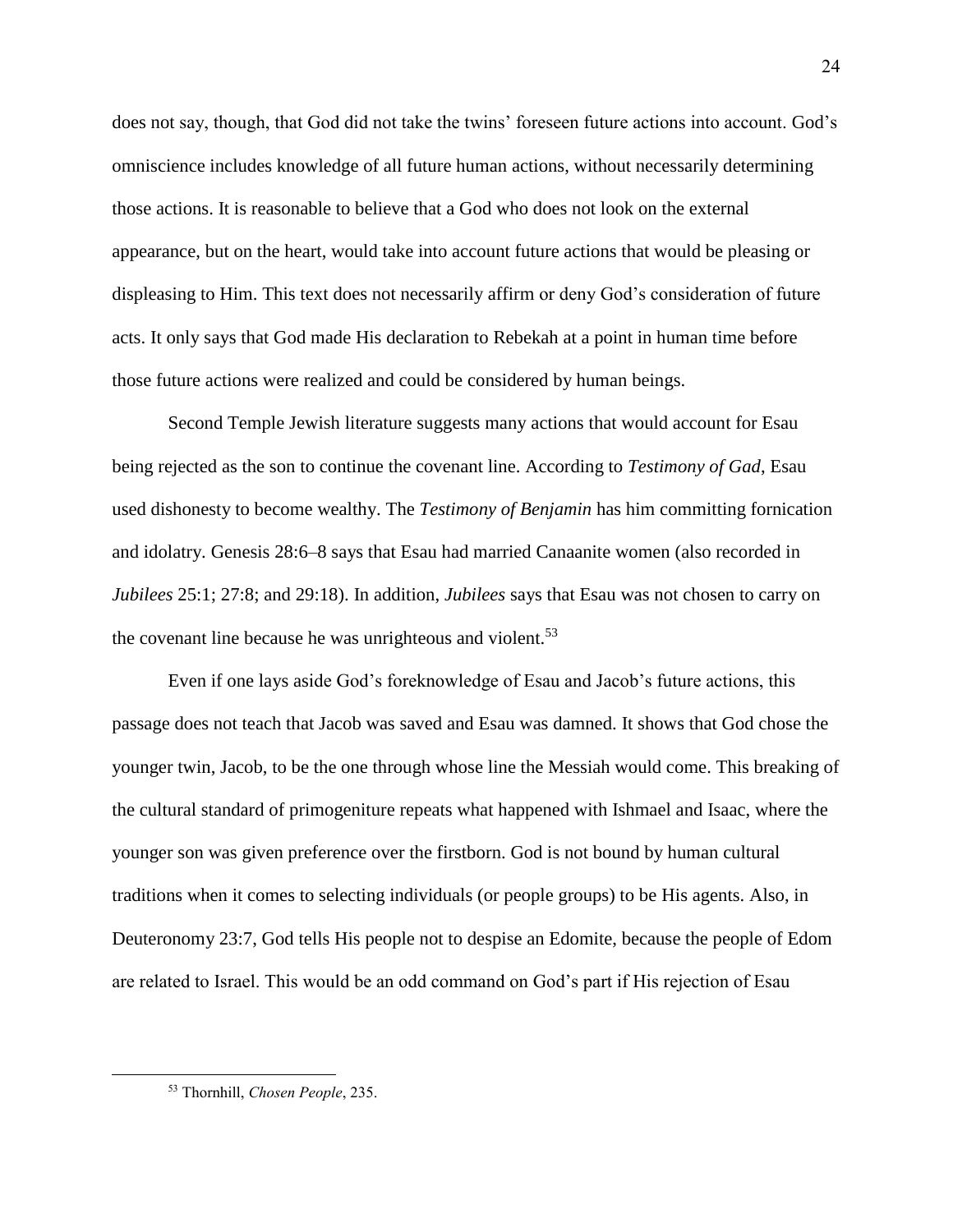does not say, though, that God did not take the twins' foreseen future actions into account. God's omniscience includes knowledge of all future human actions, without necessarily determining those actions. It is reasonable to believe that a God who does not look on the external appearance, but on the heart, would take into account future actions that would be pleasing or displeasing to Him. This text does not necessarily affirm or deny God's consideration of future acts. It only says that God made His declaration to Rebekah at a point in human time before those future actions were realized and could be considered by human beings.

Second Temple Jewish literature suggests many actions that would account for Esau being rejected as the son to continue the covenant line. According to *Testimony of Gad*, Esau used dishonesty to become wealthy. The *Testimony of Benjamin* has him committing fornication and idolatry. Genesis 28:6–8 says that Esau had married Canaanite women (also recorded in *Jubilees* 25:1; 27:8; and 29:18). In addition, *Jubilees* says that Esau was not chosen to carry on the covenant line because he was unrighteous and violent.[53]

Even if one lays aside God's foreknowledge of Esau and Jacob's future actions, this passage does not teach that Jacob was saved and Esau was damned. It shows that God chose the younger twin, Jacob, to be the one through whose line the Messiah would come. This breaking of the cultural standard of primogeniture repeats what happened with Ishmael and Isaac, where the younger son was given preference over the firstborn. God is not bound by human cultural traditions when it comes to selecting individuals (or people groups) to be His agents. Also, in Deuteronomy 23:7, God tells His people not to despise an Edomite, because the people of Edom are related to Israel. This would be an odd command on God's part if His rejection of Esau

---

[53] Thornhill, *Chosen People*, 235.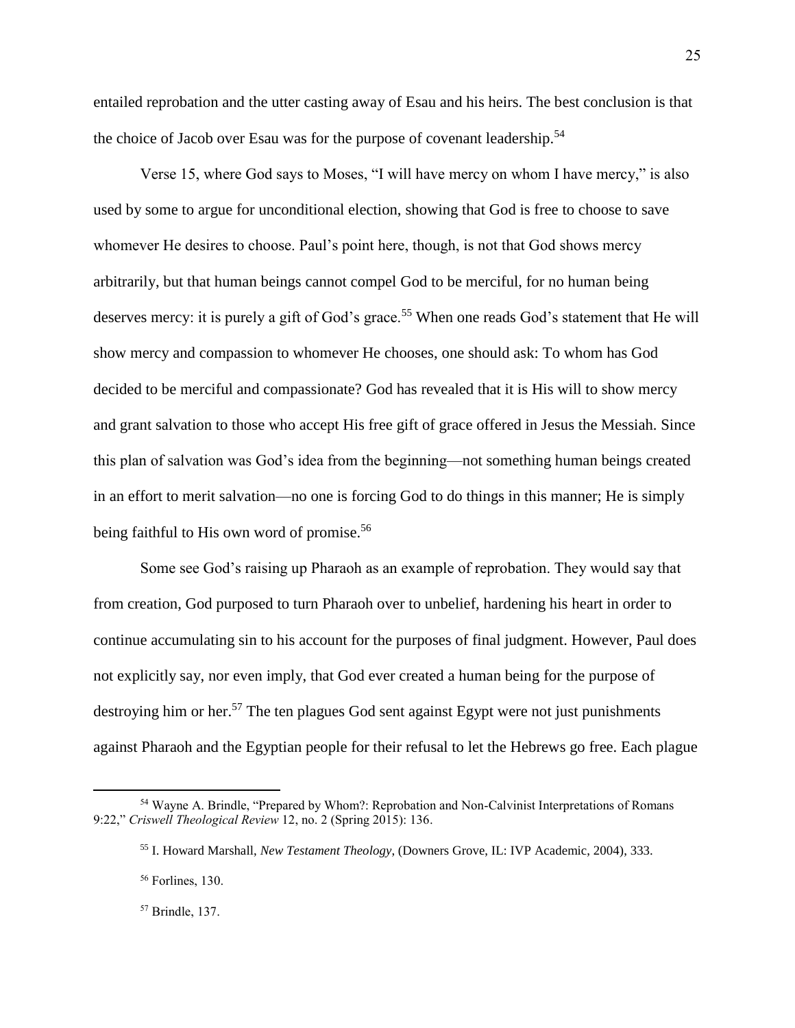entailed reprobation and the utter casting away of Esau and his heirs. The best conclusion is that the choice of Jacob over Esau was for the purpose of covenant leadership.[54]

Verse 15, where God says to Moses, "I will have mercy on whom I have mercy," is also used by some to argue for unconditional election, showing that God is free to choose to save whomever He desires to choose. Paul's point here, though, is not that God shows mercy arbitrarily, but that human beings cannot compel God to be merciful, for no human being deserves mercy: it is purely a gift of God's grace.[55] When one reads God's statement that He will show mercy and compassion to whomever He chooses, one should ask: To whom has God decided to be merciful and compassionate? God has revealed that it is His will to show mercy and grant salvation to those who accept His free gift of grace offered in Jesus the Messiah. Since this plan of salvation was God's idea from the beginning—not something human beings created in an effort to merit salvation—no one is forcing God to do things in this manner; He is simply being faithful to His own word of promise.[56]

Some see God's raising up Pharaoh as an example of reprobation. They would say that from creation, God purposed to turn Pharaoh over to unbelief, hardening his heart in order to continue accumulating sin to his account for the purposes of final judgment. However, Paul does not explicitly say, nor even imply, that God ever created a human being for the purpose of destroying him or her.[57] The ten plagues God sent against Egypt were not just punishments against Pharaoh and the Egyptian people for their refusal to let the Hebrews go free. Each plague

---

[54] Wayne A. Brindle, "Prepared by Whom?: Reprobation and Non-Calvinist Interpretations of Romans 9:22," *Criswell Theological Review* 12, no. 2 (Spring 2015): 136.

[55] I. Howard Marshall, *New Testament Theology*, (Downers Grove, IL: IVP Academic, 2004), 333.

[56] Forlines, 130.

[57] Brindle, 137.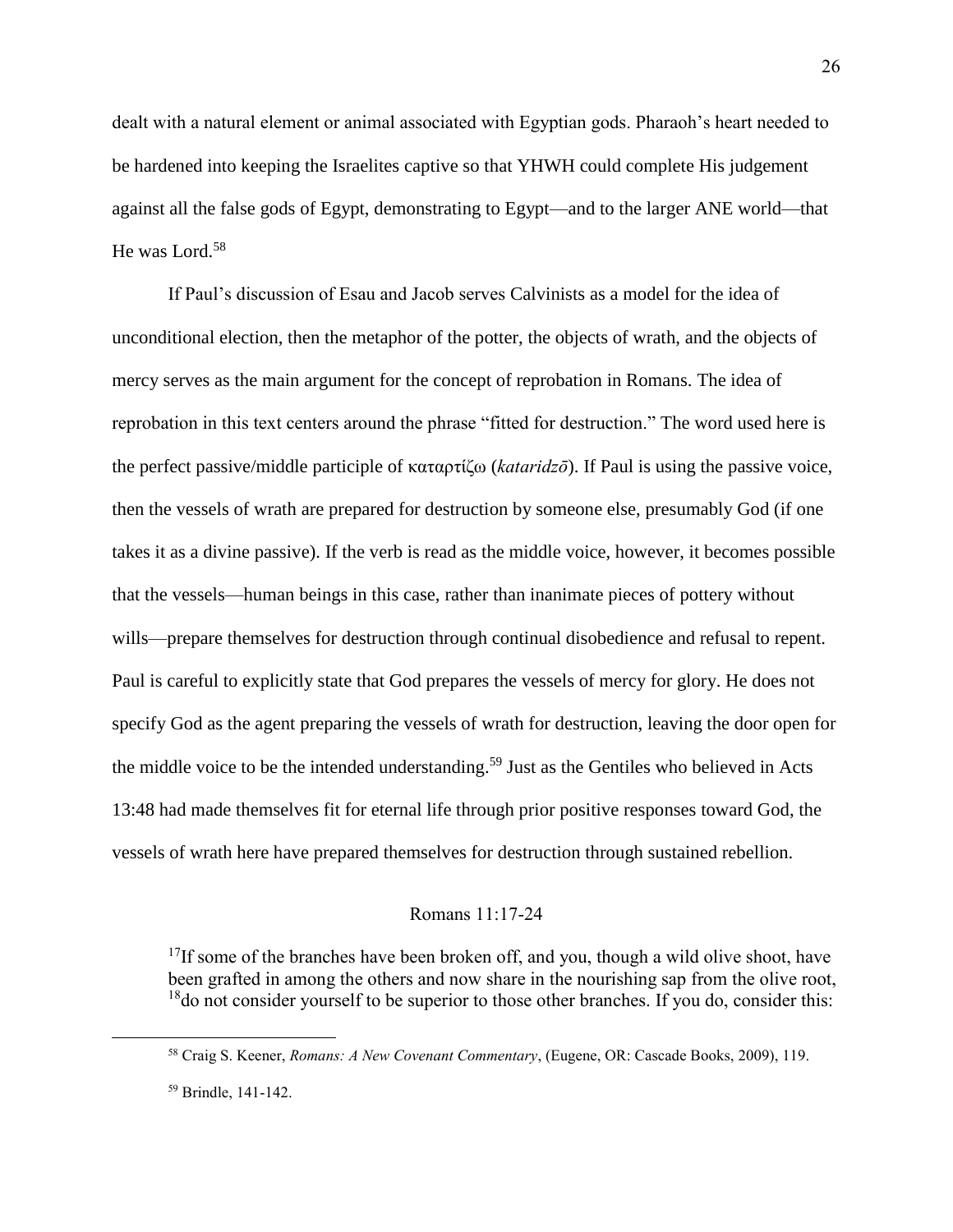dealt with a natural element or animal associated with Egyptian gods. Pharaoh's heart needed to be hardened into keeping the Israelites captive so that YHWH could complete His judgement against all the false gods of Egypt, demonstrating to Egypt—and to the larger ANE world—that He was Lord.[58]

If Paul's discussion of Esau and Jacob serves Calvinists as a model for the idea of unconditional election, then the metaphor of the potter, the objects of wrath, and the objects of mercy serves as the main argument for the concept of reprobation in Romans. The idea of reprobation in this text centers around the phrase "fitted for destruction." The word used here is the perfect passive/middle participle of καταρτίζω (*kataridzō*). If Paul is using the passive voice, then the vessels of wrath are prepared for destruction by someone else, presumably God (if one takes it as a divine passive). If the verb is read as the middle voice, however, it becomes possible that the vessels—human beings in this case, rather than inanimate pieces of pottery without wills—prepare themselves for destruction through continual disobedience and refusal to repent. Paul is careful to explicitly state that God prepares the vessels of mercy for glory. He does not specify God as the agent preparing the vessels of wrath for destruction, leaving the door open for the middle voice to be the intended understanding.[59] Just as the Gentiles who believed in Acts 13:48 had made themselves fit for eternal life through prior positive responses toward God, the vessels of wrath here have prepared themselves for destruction through sustained rebellion.

## Romans 11:17-24

> [17]If some of the branches have been broken off, and you, though a wild olive shoot, have been grafted in among the others and now share in the nourishing sap from the olive root, [18]do not consider yourself to be superior to those other branches. If you do, consider this:

---

[58] Craig S. Keener, *Romans: A New Covenant Commentary*, (Eugene, OR: Cascade Books, 2009), 119.

[59] Brindle, 141-142.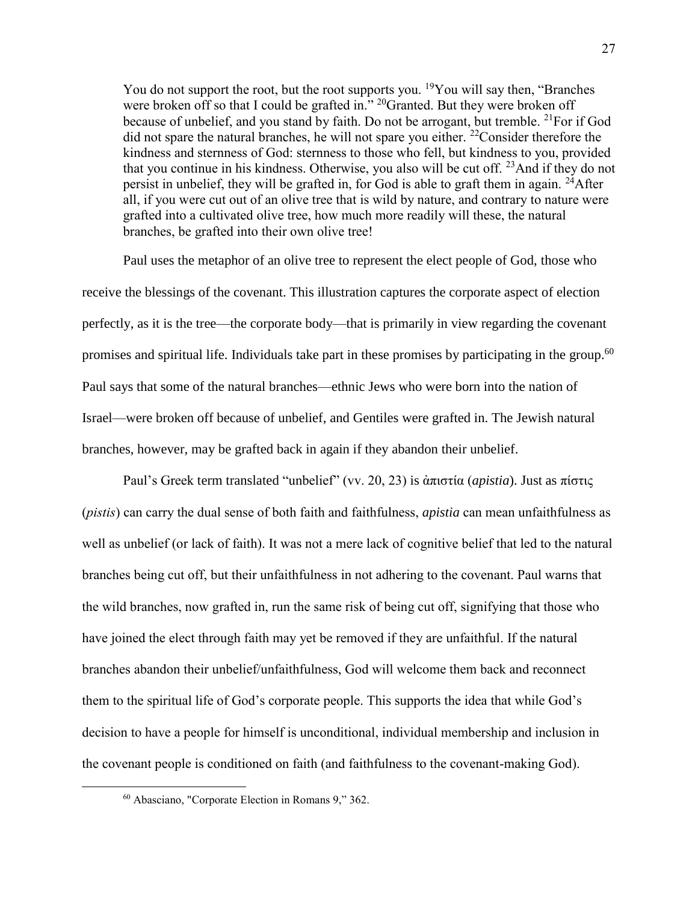> You do not support the root, but the root supports you. [19]You will say then, "Branches were broken off so that I could be grafted in." [20]Granted. But they were broken off because of unbelief, and you stand by faith. Do not be arrogant, but tremble. [21]For if God did not spare the natural branches, he will not spare you either. [22]Consider therefore the kindness and sternness of God: sternness to those who fell, but kindness to you, provided that you continue in his kindness. Otherwise, you also will be cut off. [23]And if they do not persist in unbelief, they will be grafted in, for God is able to graft them in again. [24]After all, if you were cut out of an olive tree that is wild by nature, and contrary to nature were grafted into a cultivated olive tree, how much more readily will these, the natural branches, be grafted into their own olive tree!

Paul uses the metaphor of an olive tree to represent the elect people of God, those who receive the blessings of the covenant. This illustration captures the corporate aspect of election perfectly, as it is the tree—the corporate body—that is primarily in view regarding the covenant promises and spiritual life. Individuals take part in these promises by participating in the group.[60] Paul says that some of the natural branches—ethnic Jews who were born into the nation of Israel—were broken off because of unbelief, and Gentiles were grafted in. The Jewish natural branches, however, may be grafted back in again if they abandon their unbelief.

Paul's Greek term translated "unbelief" (vv. 20, 23) is ἀπιστία (*apistia*). Just as πίστις (*pistis*) can carry the dual sense of both faith and faithfulness, *apistia* can mean unfaithfulness as well as unbelief (or lack of faith). It was not a mere lack of cognitive belief that led to the natural branches being cut off, but their unfaithfulness in not adhering to the covenant. Paul warns that the wild branches, now grafted in, run the same risk of being cut off, signifying that those who have joined the elect through faith may yet be removed if they are unfaithful. If the natural branches abandon their unbelief/unfaithfulness, God will welcome them back and reconnect them to the spiritual life of God's corporate people. This supports the idea that while God's decision to have a people for himself is unconditional, individual membership and inclusion in the covenant people is conditioned on faith (and faithfulness to the covenant-making God).

---

[60] Abasciano, "Corporate Election in Romans 9," 362.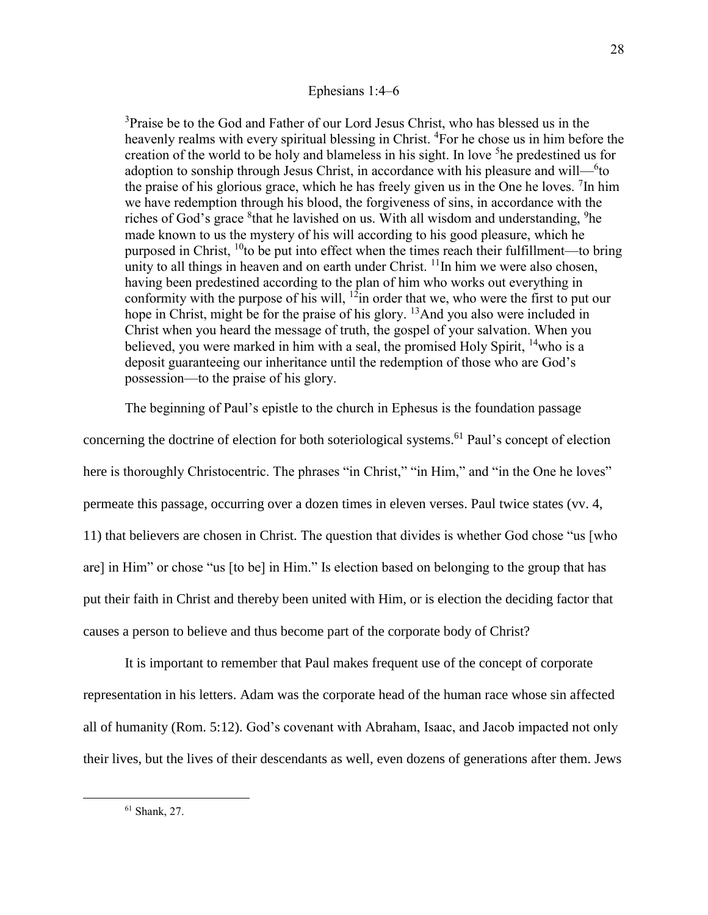### Ephesians 1:4–6

> [3]Praise be to the God and Father of our Lord Jesus Christ, who has blessed us in the heavenly realms with every spiritual blessing in Christ. [4]For he chose us in him before the creation of the world to be holy and blameless in his sight. In love [5]he predestined us for adoption to sonship through Jesus Christ, in accordance with his pleasure and will—[6]to the praise of his glorious grace, which he has freely given us in the One he loves. [7]In him we have redemption through his blood, the forgiveness of sins, in accordance with the riches of God's grace [8]that he lavished on us. With all wisdom and understanding, [9]he made known to us the mystery of his will according to his good pleasure, which he purposed in Christ, [10]to be put into effect when the times reach their fulfillment—to bring unity to all things in heaven and on earth under Christ. [11]In him we were also chosen, having been predestined according to the plan of him who works out everything in conformity with the purpose of his will, [12]in order that we, who were the first to put our hope in Christ, might be for the praise of his glory. [13]And you also were included in Christ when you heard the message of truth, the gospel of your salvation. When you believed, you were marked in him with a seal, the promised Holy Spirit, [14]who is a deposit guaranteeing our inheritance until the redemption of those who are God's possession—to the praise of his glory.

The beginning of Paul's epistle to the church in Ephesus is the foundation passage concerning the doctrine of election for both soteriological systems.[61] Paul's concept of election here is thoroughly Christocentric. The phrases "in Christ," "in Him," and "in the One he loves" permeate this passage, occurring over a dozen times in eleven verses. Paul twice states (vv. 4, 11) that believers are chosen in Christ. The question that divides is whether God chose "us [who are] in Him" or chose "us [to be] in Him." Is election based on belonging to the group that has put their faith in Christ and thereby been united with Him, or is election the deciding factor that causes a person to believe and thus become part of the corporate body of Christ?

It is important to remember that Paul makes frequent use of the concept of corporate representation in his letters. Adam was the corporate head of the human race whose sin affected all of humanity (Rom. 5:12). God's covenant with Abraham, Isaac, and Jacob impacted not only their lives, but the lives of their descendants as well, even dozens of generations after them. Jews

---

[61] Shank, 27.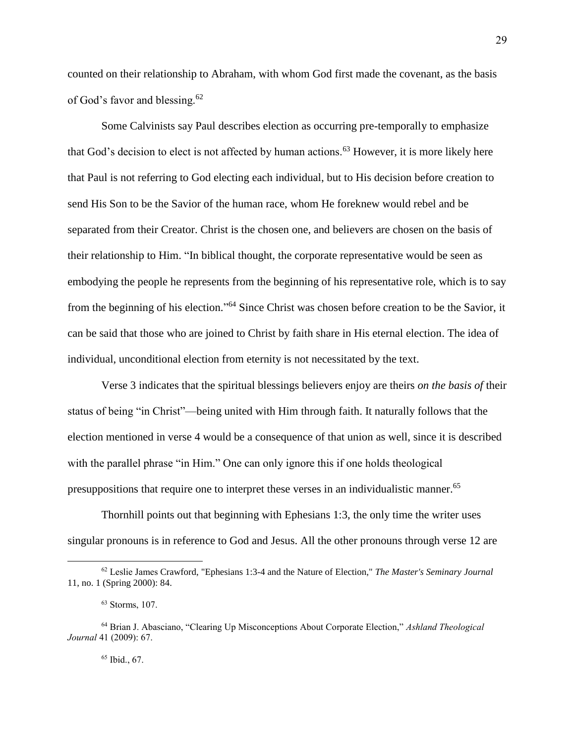counted on their relationship to Abraham, with whom God first made the covenant, as the basis of God's favor and blessing.[62]

Some Calvinists say Paul describes election as occurring pre-temporally to emphasize that God's decision to elect is not affected by human actions.[63] However, it is more likely here that Paul is not referring to God electing each individual, but to His decision before creation to send His Son to be the Savior of the human race, whom He foreknew would rebel and be separated from their Creator. Christ is the chosen one, and believers are chosen on the basis of their relationship to Him. "In biblical thought, the corporate representative would be seen as embodying the people he represents from the beginning of his representative role, which is to say from the beginning of his election."[64] Since Christ was chosen before creation to be the Savior, it can be said that those who are joined to Christ by faith share in His eternal election. The idea of individual, unconditional election from eternity is not necessitated by the text.

Verse 3 indicates that the spiritual blessings believers enjoy are theirs *on the basis of* their status of being "in Christ"—being united with Him through faith. It naturally follows that the election mentioned in verse 4 would be a consequence of that union as well, since it is described with the parallel phrase "in Him." One can only ignore this if one holds theological presuppositions that require one to interpret these verses in an individualistic manner.[65]

Thornhill points out that beginning with Ephesians 1:3, the only time the writer uses singular pronouns is in reference to God and Jesus. All the other pronouns through verse 12 are

---

[62] Leslie James Crawford, "Ephesians 1:3-4 and the Nature of Election," *The Master's Seminary Journal* 11, no. 1 (Spring 2000): 84.

[63] Storms, 107.

[64] Brian J. Abasciano, "Clearing Up Misconceptions About Corporate Election," *Ashland Theological Journal* 41 (2009): 67.

[65] Ibid., 67.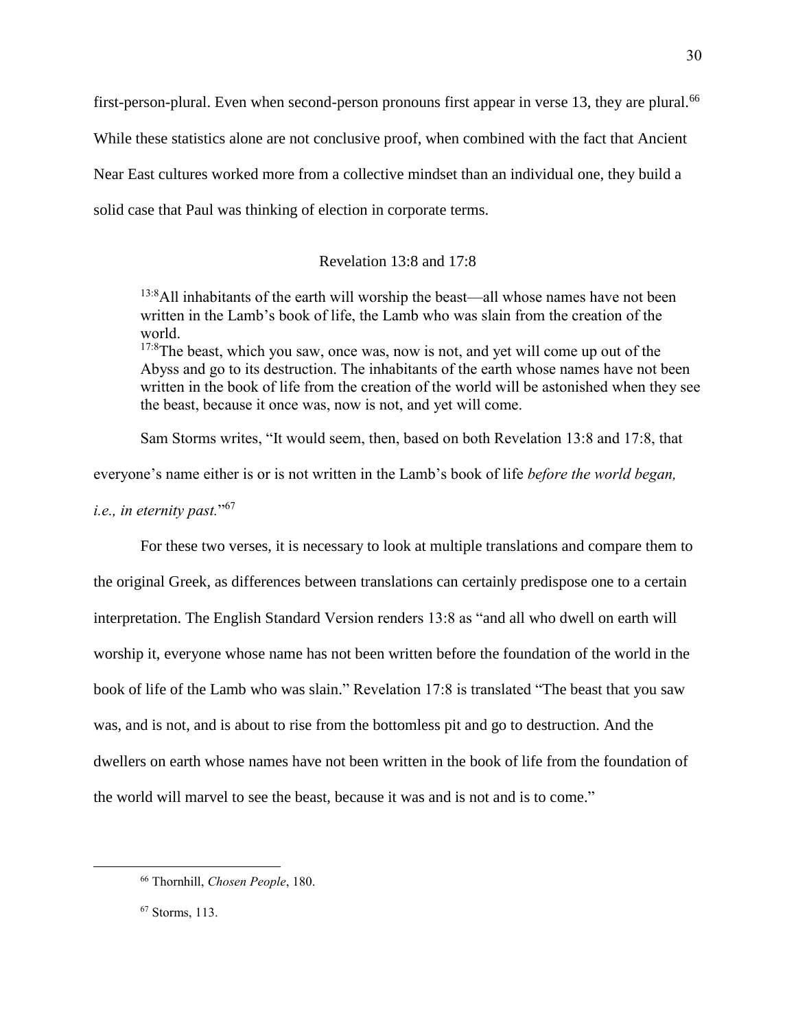first-person-plural. Even when second-person pronouns first appear in verse 13, they are plural.[66] While these statistics alone are not conclusive proof, when combined with the fact that Ancient Near East cultures worked more from a collective mindset than an individual one, they build a solid case that Paul was thinking of election in corporate terms.

### Revelation 13:8 and 17:8

> [13:8]All inhabitants of the earth will worship the beast—all whose names have not been written in the Lamb's book of life, the Lamb who was slain from the creation of the world.
> [17:8]The beast, which you saw, once was, now is not, and yet will come up out of the Abyss and go to its destruction. The inhabitants of the earth whose names have not been written in the book of life from the creation of the world will be astonished when they see the beast, because it once was, now is not, and yet will come.

Sam Storms writes, "It would seem, then, based on both Revelation 13:8 and 17:8, that everyone's name either is or is not written in the Lamb's book of life *before the world began, i.e., in eternity past.*"[67]

For these two verses, it is necessary to look at multiple translations and compare them to the original Greek, as differences between translations can certainly predispose one to a certain interpretation. The English Standard Version renders 13:8 as "and all who dwell on earth will worship it, everyone whose name has not been written before the foundation of the world in the book of life of the Lamb who was slain." Revelation 17:8 is translated "The beast that you saw was, and is not, and is about to rise from the bottomless pit and go to destruction. And the dwellers on earth whose names have not been written in the book of life from the foundation of the world will marvel to see the beast, because it was and is not and is to come."

---

[66] Thornhill, *Chosen People*, 180.

[67] Storms, 113.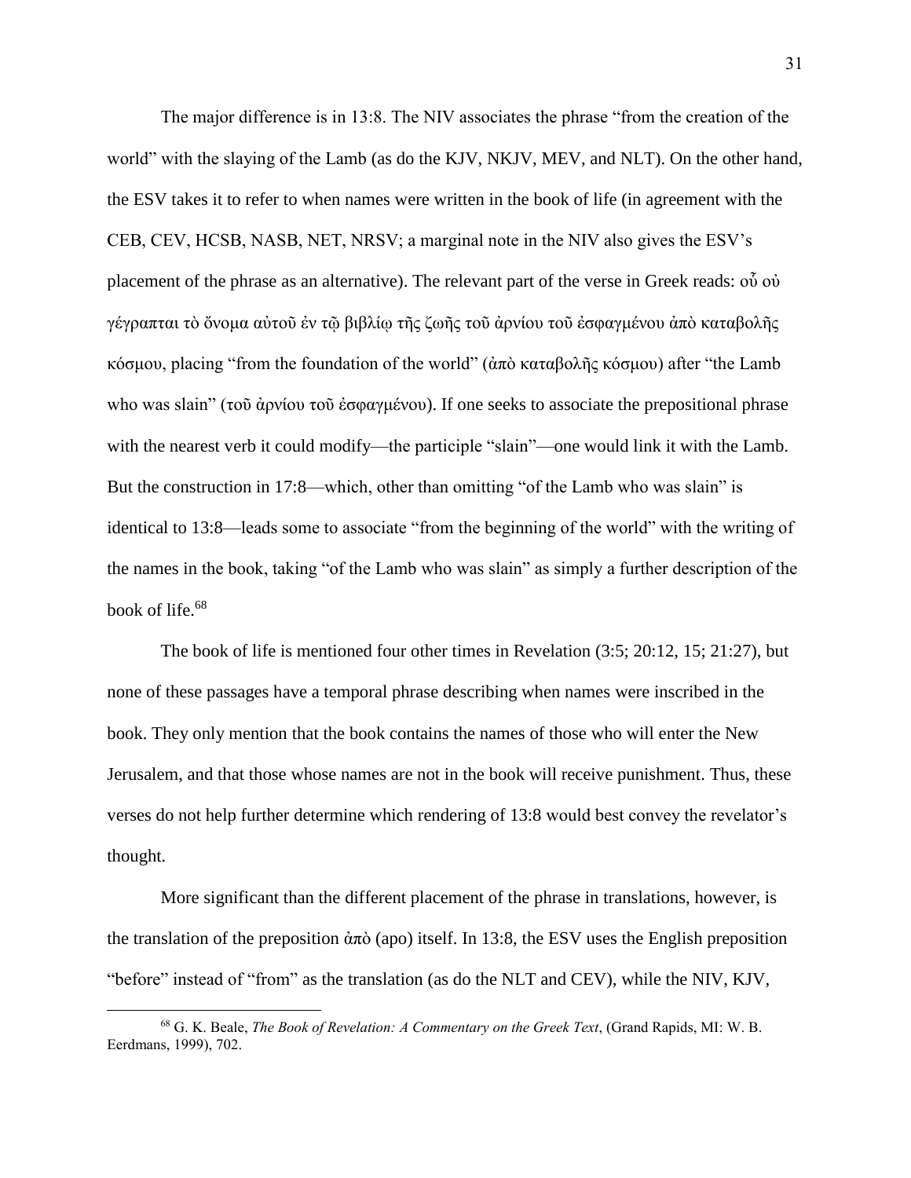The major difference is in 13:8. The NIV associates the phrase "from the creation of the world" with the slaying of the Lamb (as do the KJV, NKJV, MEV, and NLT). On the other hand, the ESV takes it to refer to when names were written in the book of life (in agreement with the CEB, CEV, HCSB, NASB, NET, NRSV; a marginal note in the NIV also gives the ESV's placement of the phrase as an alternative). The relevant part of the verse in Greek reads: οὗ οὐ γέγραπται τὸ ὄνομα αὐτοῦ ἐν τῷ βιβλίῳ τῆς ζωῆς τοῦ ἀρνίου τοῦ ἐσφαγμένου ἀπὸ καταβολῆς κόσμου, placing "from the foundation of the world" (ἀπὸ καταβολῆς κόσμου) after "the Lamb who was slain" (τοῦ ἀρνίου τοῦ ἐσφαγμένου). If one seeks to associate the prepositional phrase with the nearest verb it could modify—the participle "slain"—one would link it with the Lamb. But the construction in 17:8—which, other than omitting "of the Lamb who was slain" is identical to 13:8—leads some to associate "from the beginning of the world" with the writing of the names in the book, taking "of the Lamb who was slain" as simply a further description of the book of life.[68]

The book of life is mentioned four other times in Revelation (3:5; 20:12, 15; 21:27), but none of these passages have a temporal phrase describing when names were inscribed in the book. They only mention that the book contains the names of those who will enter the New Jerusalem, and that those whose names are not in the book will receive punishment. Thus, these verses do not help further determine which rendering of 13:8 would best convey the revelator's thought.

More significant than the different placement of the phrase in translations, however, is the translation of the preposition ἀπὸ (apo) itself. In 13:8, the ESV uses the English preposition "before" instead of "from" as the translation (as do the NLT and CEV), while the NIV, KJV,

[68] G. K. Beale, *The Book of Revelation: A Commentary on the Greek Text*, (Grand Rapids, MI: W. B. Eerdmans, 1999), 702.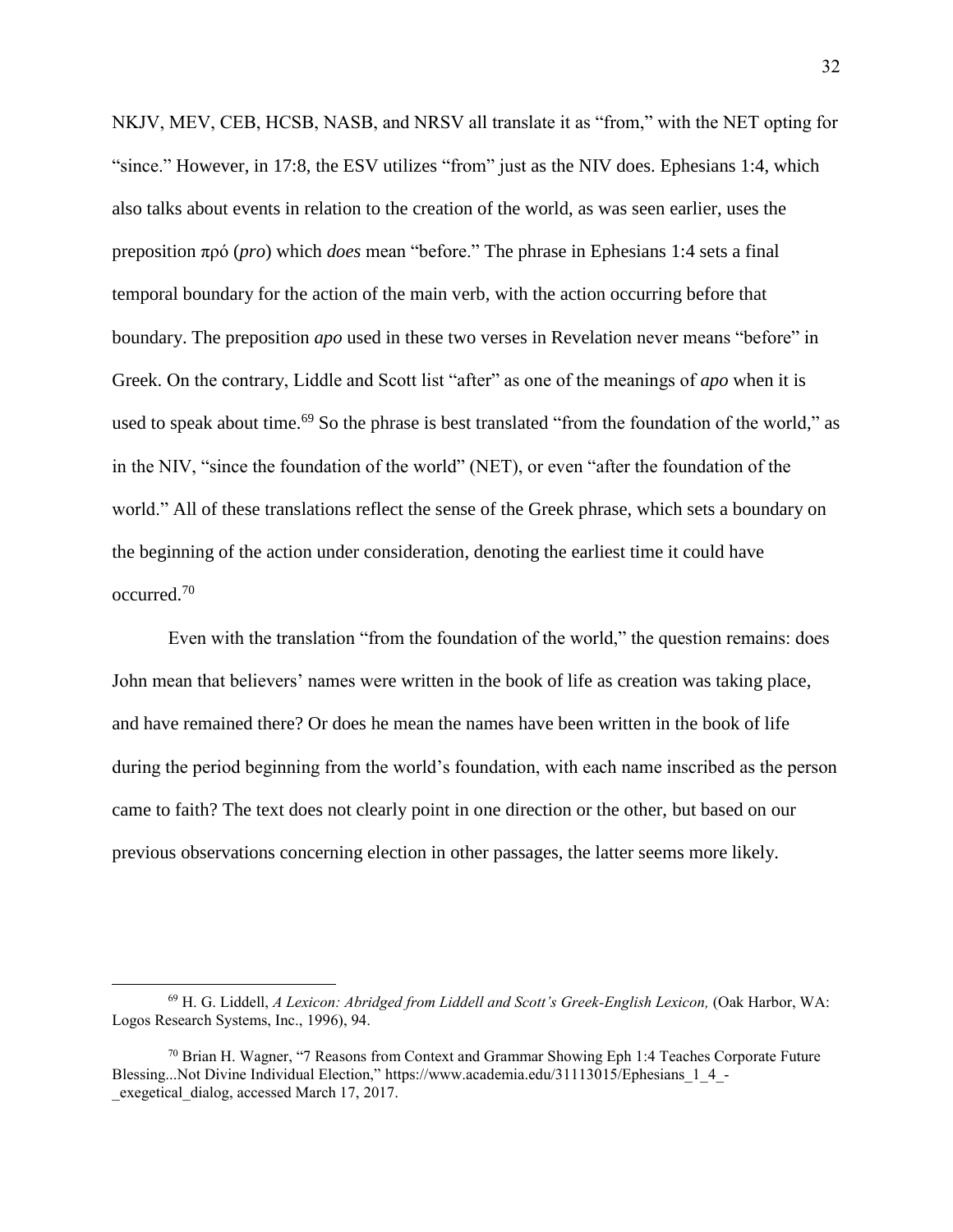NKJV, MEV, CEB, HCSB, NASB, and NRSV all translate it as "from," with the NET opting for "since." However, in 17:8, the ESV utilizes "from" just as the NIV does. Ephesians 1:4, which also talks about events in relation to the creation of the world, as was seen earlier, uses the preposition πρό (*pro*) which *does* mean "before." The phrase in Ephesians 1:4 sets a final temporal boundary for the action of the main verb, with the action occurring before that boundary. The preposition *apo* used in these two verses in Revelation never means "before" in Greek. On the contrary, Liddle and Scott list "after" as one of the meanings of *apo* when it is used to speak about time.[69] So the phrase is best translated "from the foundation of the world," as in the NIV, "since the foundation of the world" (NET), or even "after the foundation of the world." All of these translations reflect the sense of the Greek phrase, which sets a boundary on the beginning of the action under consideration, denoting the earliest time it could have occurred.[70]

Even with the translation "from the foundation of the world," the question remains: does John mean that believers' names were written in the book of life as creation was taking place, and have remained there? Or does he mean the names have been written in the book of life during the period beginning from the world's foundation, with each name inscribed as the person came to faith? The text does not clearly point in one direction or the other, but based on our previous observations concerning election in other passages, the latter seems more likely.

---

[69] H. G. Liddell, *A Lexicon: Abridged from Liddell and Scott's Greek-English Lexicon,* (Oak Harbor, WA: Logos Research Systems, Inc., 1996), 94.

[70] Brian H. Wagner, "7 Reasons from Context and Grammar Showing Eph 1:4 Teaches Corporate Future Blessing...Not Divine Individual Election," https://www.academia.edu/31113015/Ephesians_1_4_-_exegetical_dialog, accessed March 17, 2017.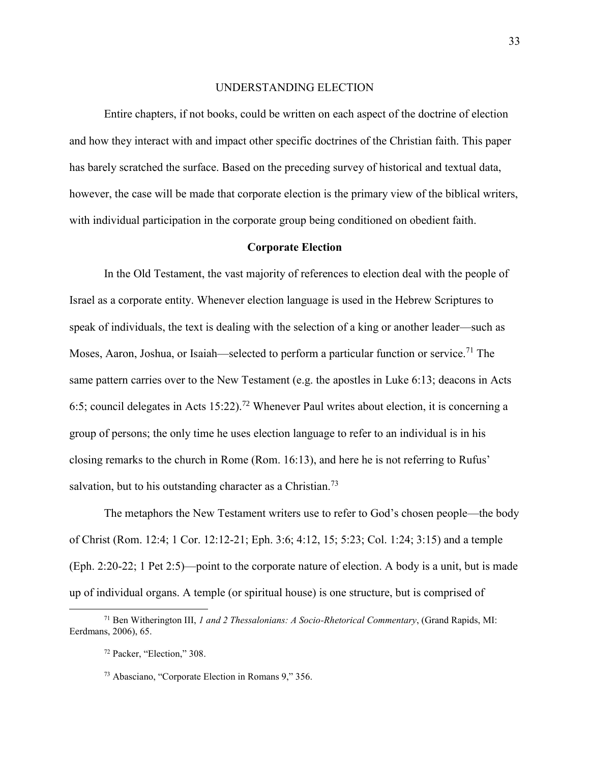# UNDERSTANDING ELECTION

Entire chapters, if not books, could be written on each aspect of the doctrine of election and how they interact with and impact other specific doctrines of the Christian faith. This paper has barely scratched the surface. Based on the preceding survey of historical and textual data, however, the case will be made that corporate election is the primary view of the biblical writers, with individual participation in the corporate group being conditioned on obedient faith.

## Corporate Election

In the Old Testament, the vast majority of references to election deal with the people of Israel as a corporate entity. Whenever election language is used in the Hebrew Scriptures to speak of individuals, the text is dealing with the selection of a king or another leader—such as Moses, Aaron, Joshua, or Isaiah—selected to perform a particular function or service.[71] The same pattern carries over to the New Testament (e.g. the apostles in Luke 6:13; deacons in Acts 6:5; council delegates in Acts 15:22).[72] Whenever Paul writes about election, it is concerning a group of persons; the only time he uses election language to refer to an individual is in his closing remarks to the church in Rome (Rom. 16:13), and here he is not referring to Rufus' salvation, but to his outstanding character as a Christian.[73]

The metaphors the New Testament writers use to refer to God's chosen people—the body of Christ (Rom. 12:4; 1 Cor. 12:12-21; Eph. 3:6; 4:12, 15; 5:23; Col. 1:24; 3:15) and a temple (Eph. 2:20-22; 1 Pet 2:5)—point to the corporate nature of election. A body is a unit, but is made up of individual organs. A temple (or spiritual house) is one structure, but is comprised of

---

[71] Ben Witherington III, *1 and 2 Thessalonians: A Socio-Rhetorical Commentary*, (Grand Rapids, MI: Eerdmans, 2006), 65.

[72] Packer, "Election," 308.

[73] Abasciano, "Corporate Election in Romans 9," 356.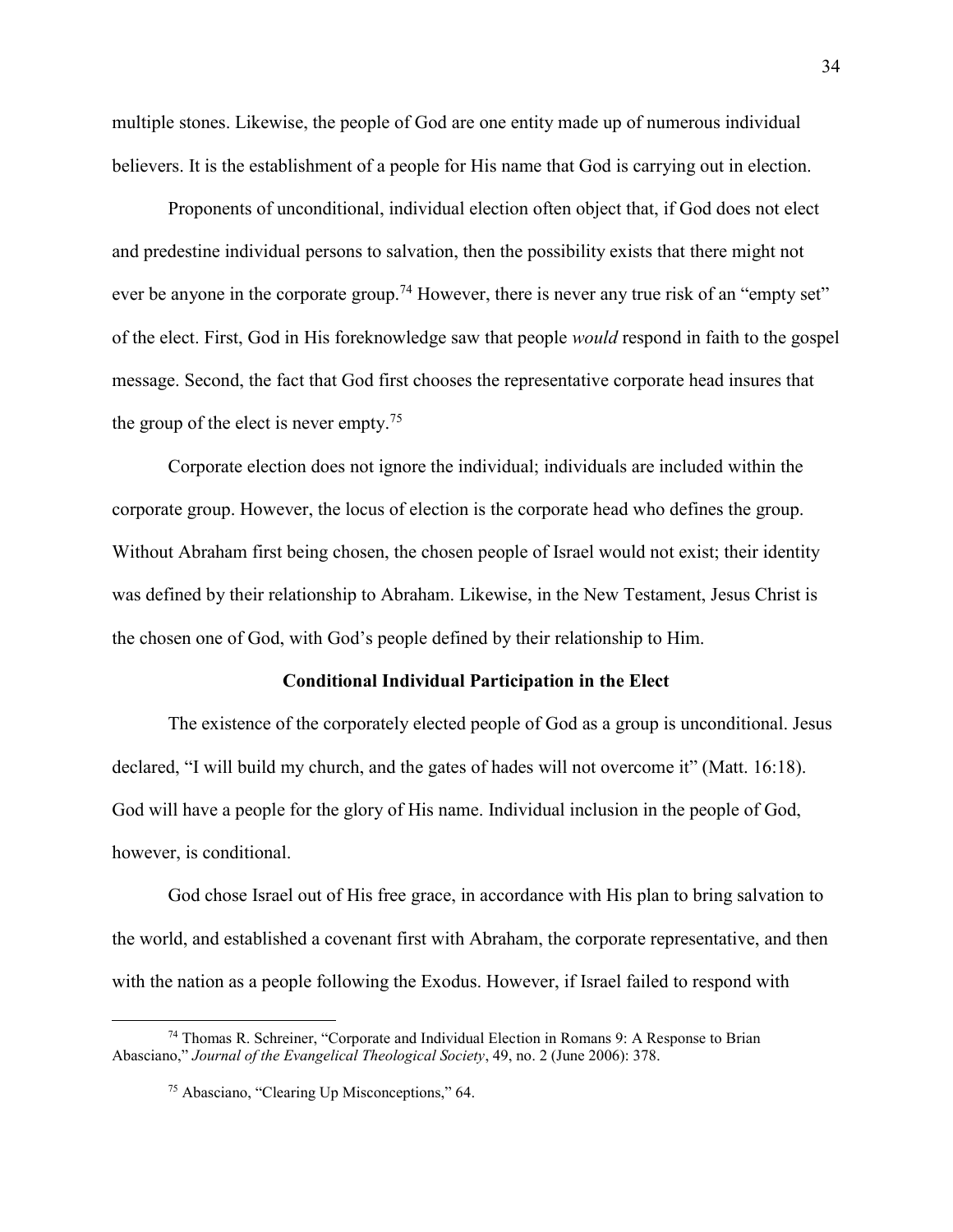multiple stones. Likewise, the people of God are one entity made up of numerous individual believers. It is the establishment of a people for His name that God is carrying out in election.

Proponents of unconditional, individual election often object that, if God does not elect and predestine individual persons to salvation, then the possibility exists that there might not ever be anyone in the corporate group.[74] However, there is never any true risk of an "empty set" of the elect. First, God in His foreknowledge saw that people *would* respond in faith to the gospel message. Second, the fact that God first chooses the representative corporate head insures that the group of the elect is never empty.[75]

Corporate election does not ignore the individual; individuals are included within the corporate group. However, the locus of election is the corporate head who defines the group. Without Abraham first being chosen, the chosen people of Israel would not exist; their identity was defined by their relationship to Abraham. Likewise, in the New Testament, Jesus Christ is the chosen one of God, with God's people defined by their relationship to Him.

## Conditional Individual Participation in the Elect

The existence of the corporately elected people of God as a group is unconditional. Jesus declared, "I will build my church, and the gates of hades will not overcome it" (Matt. 16:18). God will have a people for the glory of His name. Individual inclusion in the people of God, however, is conditional.

God chose Israel out of His free grace, in accordance with His plan to bring salvation to the world, and established a covenant first with Abraham, the corporate representative, and then with the nation as a people following the Exodus. However, if Israel failed to respond with

---

[74] Thomas R. Schreiner, "Corporate and Individual Election in Romans 9: A Response to Brian Abasciano," *Journal of the Evangelical Theological Society*, 49, no. 2 (June 2006): 378.

[75] Abasciano, "Clearing Up Misconceptions," 64.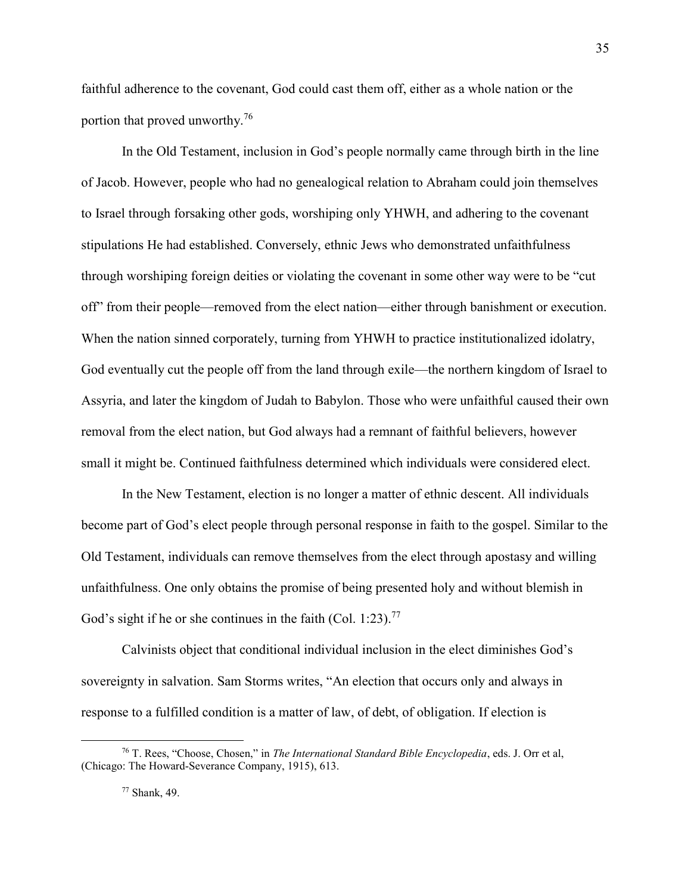faithful adherence to the covenant, God could cast them off, either as a whole nation or the portion that proved unworthy.[76]

In the Old Testament, inclusion in God's people normally came through birth in the line of Jacob. However, people who had no genealogical relation to Abraham could join themselves to Israel through forsaking other gods, worshiping only YHWH, and adhering to the covenant stipulations He had established. Conversely, ethnic Jews who demonstrated unfaithfulness through worshiping foreign deities or violating the covenant in some other way were to be "cut off" from their people—removed from the elect nation—either through banishment or execution. When the nation sinned corporately, turning from YHWH to practice institutionalized idolatry, God eventually cut the people off from the land through exile—the northern kingdom of Israel to Assyria, and later the kingdom of Judah to Babylon. Those who were unfaithful caused their own removal from the elect nation, but God always had a remnant of faithful believers, however small it might be. Continued faithfulness determined which individuals were considered elect.

In the New Testament, election is no longer a matter of ethnic descent. All individuals become part of God's elect people through personal response in faith to the gospel. Similar to the Old Testament, individuals can remove themselves from the elect through apostasy and willing unfaithfulness. One only obtains the promise of being presented holy and without blemish in God's sight if he or she continues in the faith (Col. 1:23).[77]

Calvinists object that conditional individual inclusion in the elect diminishes God's sovereignty in salvation. Sam Storms writes, "An election that occurs only and always in response to a fulfilled condition is a matter of law, of debt, of obligation. If election is

---

[76] T. Rees, "Choose, Chosen," in *The International Standard Bible Encyclopedia*, eds. J. Orr et al, (Chicago: The Howard-Severance Company, 1915), 613.

[77] Shank, 49.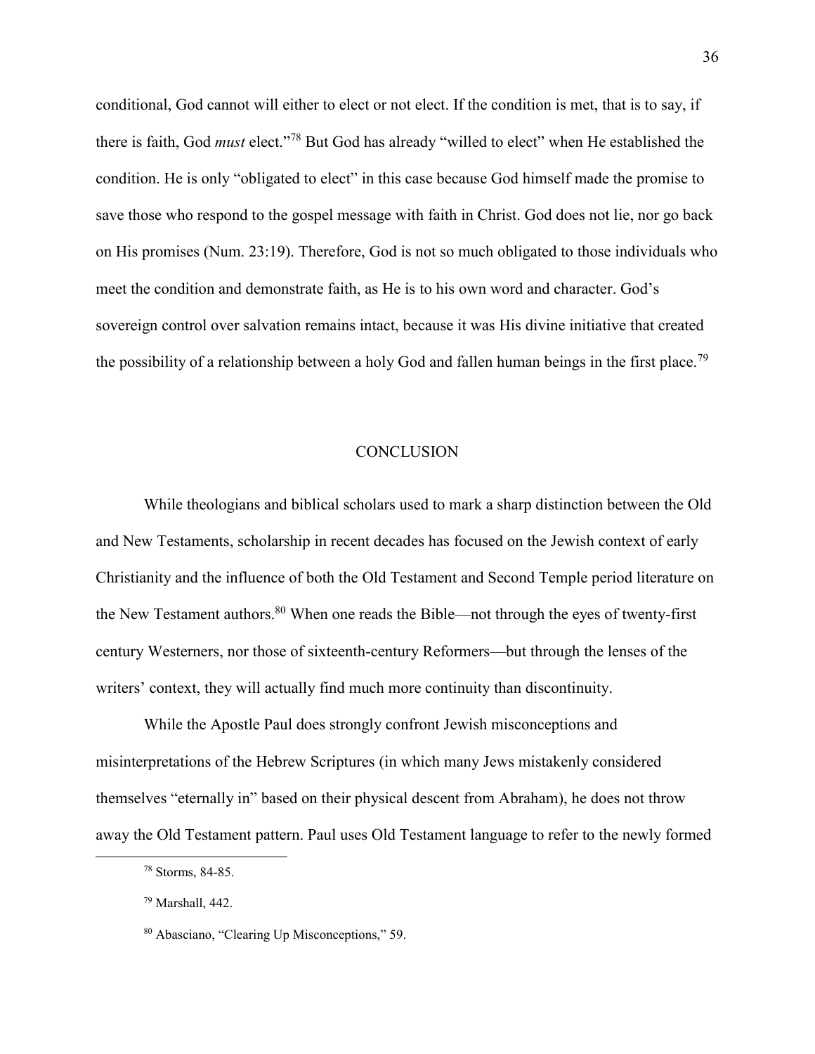conditional, God cannot will either to elect or not elect. If the condition is met, that is to say, if there is faith, God *must* elect."[78] But God has already "willed to elect" when He established the condition. He is only "obligated to elect" in this case because God himself made the promise to save those who respond to the gospel message with faith in Christ. God does not lie, nor go back on His promises (Num. 23:19). Therefore, God is not so much obligated to those individuals who meet the condition and demonstrate faith, as He is to his own word and character. God's sovereign control over salvation remains intact, because it was His divine initiative that created the possibility of a relationship between a holy God and fallen human beings in the first place.[79]

## CONCLUSION

While theologians and biblical scholars used to mark a sharp distinction between the Old and New Testaments, scholarship in recent decades has focused on the Jewish context of early Christianity and the influence of both the Old Testament and Second Temple period literature on the New Testament authors.[80] When one reads the Bible—not through the eyes of twenty-first century Westerners, nor those of sixteenth-century Reformers—but through the lenses of the writers' context, they will actually find much more continuity than discontinuity.

While the Apostle Paul does strongly confront Jewish misconceptions and misinterpretations of the Hebrew Scriptures (in which many Jews mistakenly considered themselves "eternally in" based on their physical descent from Abraham), he does not throw away the Old Testament pattern. Paul uses Old Testament language to refer to the newly formed

---

[78] Storms, 84-85.

[79] Marshall, 442.

[80] Abasciano, "Clearing Up Misconceptions," 59.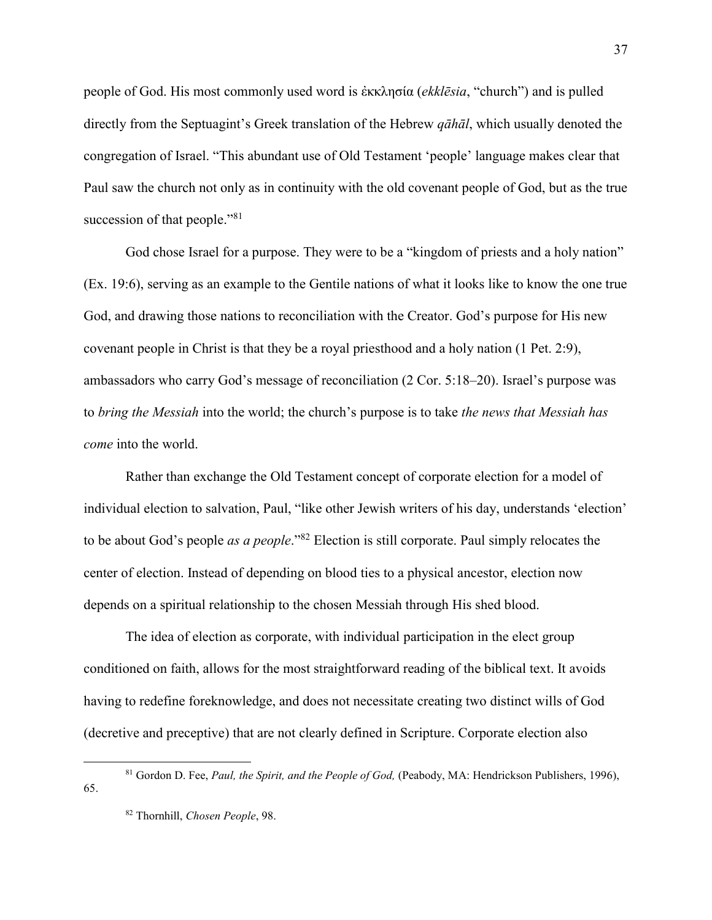people of God. His most commonly used word is ἐκκλησία (*ekklēsia*, "church") and is pulled directly from the Septuagint's Greek translation of the Hebrew *qāhāl*, which usually denoted the congregation of Israel. "This abundant use of Old Testament 'people' language makes clear that Paul saw the church not only as in continuity with the old covenant people of God, but as the true succession of that people."[81]

God chose Israel for a purpose. They were to be a "kingdom of priests and a holy nation" (Ex. 19:6), serving as an example to the Gentile nations of what it looks like to know the one true God, and drawing those nations to reconciliation with the Creator. God's purpose for His new covenant people in Christ is that they be a royal priesthood and a holy nation (1 Pet. 2:9), ambassadors who carry God's message of reconciliation (2 Cor. 5:18–20). Israel's purpose was to *bring the Messiah* into the world; the church's purpose is to take *the news that Messiah has come* into the world.

Rather than exchange the Old Testament concept of corporate election for a model of individual election to salvation, Paul, "like other Jewish writers of his day, understands 'election' to be about God's people *as a people*."[82] Election is still corporate. Paul simply relocates the center of election. Instead of depending on blood ties to a physical ancestor, election now depends on a spiritual relationship to the chosen Messiah through His shed blood.

The idea of election as corporate, with individual participation in the elect group conditioned on faith, allows for the most straightforward reading of the biblical text. It avoids having to redefine foreknowledge, and does not necessitate creating two distinct wills of God (decretive and preceptive) that are not clearly defined in Scripture. Corporate election also

---

[81] Gordon D. Fee, *Paul, the Spirit, and the People of God,* (Peabody, MA: Hendrickson Publishers, 1996), 65.

[82] Thornhill, *Chosen People*, 98.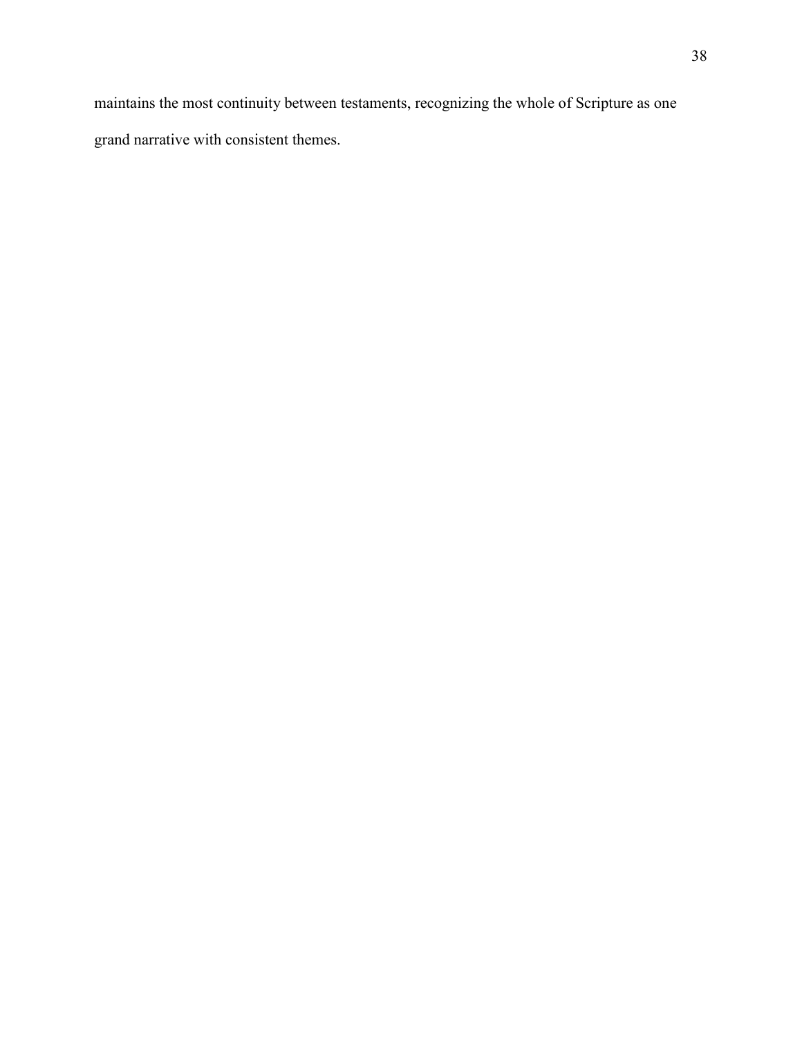maintains the most continuity between testaments, recognizing the whole of Scripture as one grand narrative with consistent themes.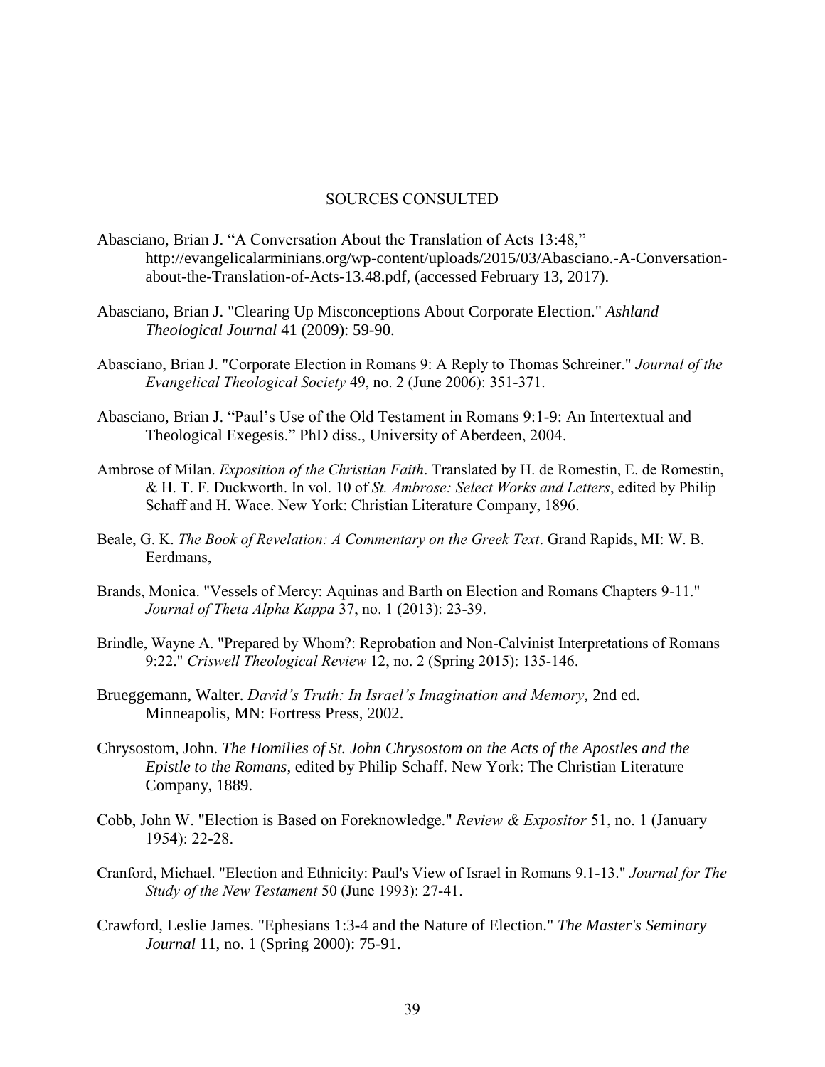## SOURCES CONSULTED

Abasciano, Brian J. "A Conversation About the Translation of Acts 13:48," http://evangelicalarminians.org/wp-content/uploads/2015/03/Abasciano.-A-Conversation-about-the-Translation-of-Acts-13.48.pdf, (accessed February 13, 2017).

Abasciano, Brian J. "Clearing Up Misconceptions About Corporate Election." *Ashland Theological Journal* 41 (2009): 59-90.

Abasciano, Brian J. "Corporate Election in Romans 9: A Reply to Thomas Schreiner." *Journal of the Evangelical Theological Society* 49, no. 2 (June 2006): 351-371.

Abasciano, Brian J. "Paul's Use of the Old Testament in Romans 9:1-9: An Intertextual and Theological Exegesis." PhD diss., University of Aberdeen, 2004.

Ambrose of Milan. *Exposition of the Christian Faith*. Translated by H. de Romestin, E. de Romestin, & H. T. F. Duckworth. In vol. 10 of *St. Ambrose: Select Works and Letters*, edited by Philip Schaff and H. Wace. New York: Christian Literature Company, 1896.

Beale, G. K. *The Book of Revelation: A Commentary on the Greek Text*. Grand Rapids, MI: W. B. Eerdmans,

Brands, Monica. "Vessels of Mercy: Aquinas and Barth on Election and Romans Chapters 9-11." *Journal of Theta Alpha Kappa* 37, no. 1 (2013): 23-39.

Brindle, Wayne A. "Prepared by Whom?: Reprobation and Non-Calvinist Interpretations of Romans 9:22." *Criswell Theological Review* 12, no. 2 (Spring 2015): 135-146.

Brueggemann, Walter. *David's Truth: In Israel's Imagination and Memory*, 2nd ed. Minneapolis, MN: Fortress Press, 2002.

Chrysostom, John. *The Homilies of St. John Chrysostom on the Acts of the Apostles and the Epistle to the Romans*, edited by Philip Schaff. New York: The Christian Literature Company, 1889.

Cobb, John W. "Election is Based on Foreknowledge." *Review & Expositor* 51, no. 1 (January 1954): 22-28.

Cranford, Michael. "Election and Ethnicity: Paul's View of Israel in Romans 9.1-13." *Journal for The Study of the New Testament* 50 (June 1993): 27-41.

Crawford, Leslie James. "Ephesians 1:3-4 and the Nature of Election." *The Master's Seminary Journal* 11, no. 1 (Spring 2000): 75-91.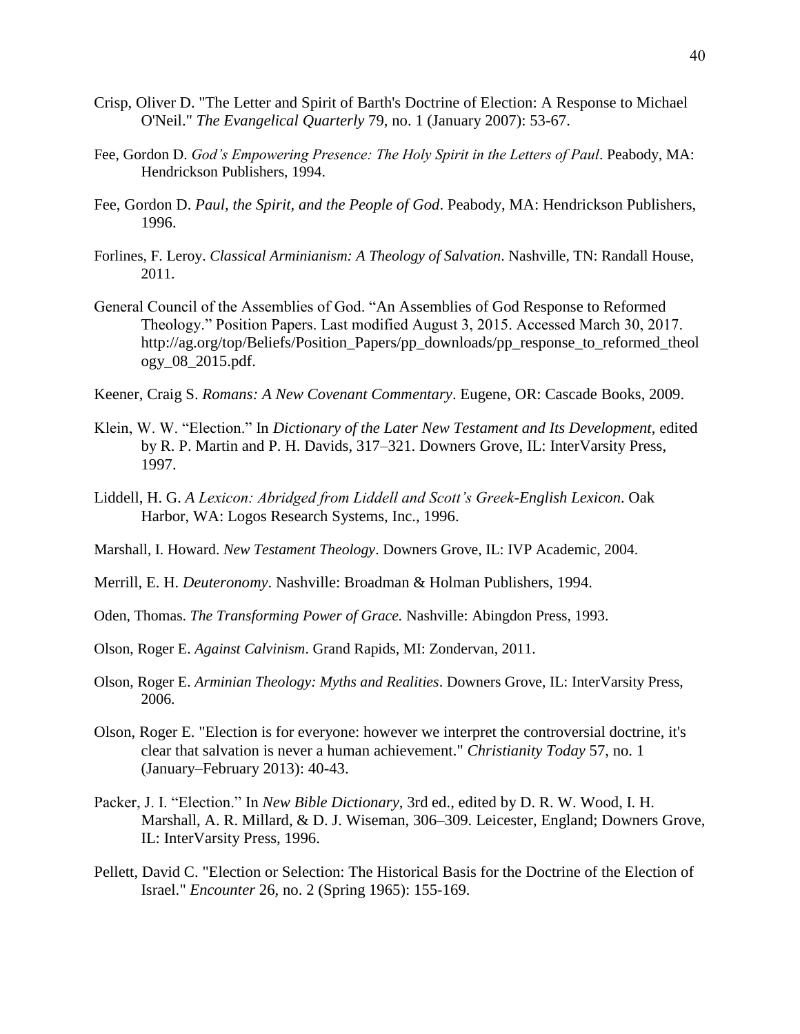Crisp, Oliver D. "The Letter and Spirit of Barth's Doctrine of Election: A Response to Michael O'Neil." *The Evangelical Quarterly* 79, no. 1 (January 2007): 53-67.

Fee, Gordon D. *God's Empowering Presence: The Holy Spirit in the Letters of Paul*. Peabody, MA: Hendrickson Publishers, 1994.

Fee, Gordon D. *Paul, the Spirit, and the People of God*. Peabody, MA: Hendrickson Publishers, 1996.

Forlines, F. Leroy. *Classical Arminianism: A Theology of Salvation*. Nashville, TN: Randall House, 2011.

General Council of the Assemblies of God. "An Assemblies of God Response to Reformed Theology." Position Papers. Last modified August 3, 2015. Accessed March 30, 2017. http://ag.org/top/Beliefs/Position_Papers/pp_downloads/pp_response_to_reformed_theology_08_2015.pdf.

Keener, Craig S. *Romans: A New Covenant Commentary*. Eugene, OR: Cascade Books, 2009.

Klein, W. W. "Election." In *Dictionary of the Later New Testament and Its Development*, edited by R. P. Martin and P. H. Davids, 317–321. Downers Grove, IL: InterVarsity Press, 1997.

Liddell, H. G. *A Lexicon: Abridged from Liddell and Scott's Greek-English Lexicon*. Oak Harbor, WA: Logos Research Systems, Inc., 1996.

Marshall, I. Howard. *New Testament Theology*. Downers Grove, IL: IVP Academic, 2004.

Merrill, E. H. *Deuteronomy*. Nashville: Broadman & Holman Publishers, 1994.

Oden, Thomas. *The Transforming Power of Grace.* Nashville: Abingdon Press, 1993.

Olson, Roger E. *Against Calvinism*. Grand Rapids, MI: Zondervan, 2011.

Olson, Roger E. *Arminian Theology: Myths and Realities*. Downers Grove, IL: InterVarsity Press, 2006.

Olson, Roger E. "Election is for everyone: however we interpret the controversial doctrine, it's clear that salvation is never a human achievement." *Christianity Today* 57, no. 1 (January–February 2013): 40-43.

Packer, J. I. "Election." In *New Bible Dictionary*, 3rd ed., edited by D. R. W. Wood, I. H. Marshall, A. R. Millard, & D. J. Wiseman, 306–309. Leicester, England; Downers Grove, IL: InterVarsity Press, 1996.

Pellett, David C. "Election or Selection: The Historical Basis for the Doctrine of the Election of Israel." *Encounter* 26, no. 2 (Spring 1965): 155-169.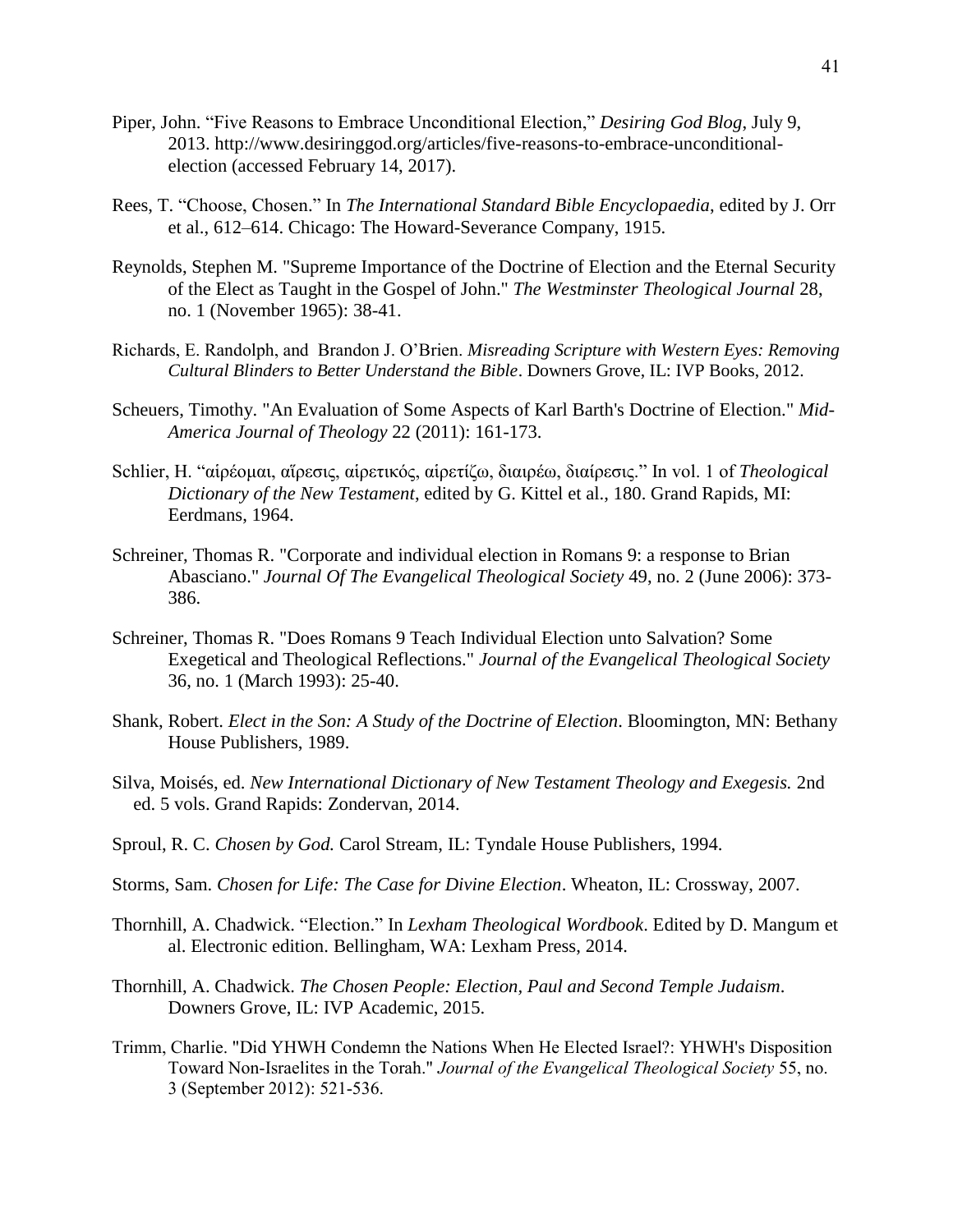Piper, John. “Five Reasons to Embrace Unconditional Election,” *Desiring God Blog*, July 9, 2013. http://www.desiringgod.org/articles/five-reasons-to-embrace-unconditional-election (accessed February 14, 2017).

Rees, T. “Choose, Chosen.” In *The International Standard Bible Encyclopaedia*, edited by J. Orr et al., 612–614. Chicago: The Howard-Severance Company, 1915.

Reynolds, Stephen M. "Supreme Importance of the Doctrine of Election and the Eternal Security of the Elect as Taught in the Gospel of John." *The Westminster Theological Journal* 28, no. 1 (November 1965): 38-41.

Richards, E. Randolph, and Brandon J. O’Brien. *Misreading Scripture with Western Eyes: Removing Cultural Blinders to Better Understand the Bible*. Downers Grove, IL: IVP Books, 2012.

Scheuers, Timothy. "An Evaluation of Some Aspects of Karl Barth's Doctrine of Election." *Mid-America Journal of Theology* 22 (2011): 161-173.

Schlier, H. “αἱρέομαι, αἵρεσις, αἱρετικός, αἱρετίζω, διαιρέω, διαίρεσις.” In vol. 1 of *Theological Dictionary of the New Testament*, edited by G. Kittel et al., 180. Grand Rapids, MI: Eerdmans, 1964.

Schreiner, Thomas R. "Corporate and individual election in Romans 9: a response to Brian Abasciano." *Journal Of The Evangelical Theological Society* 49, no. 2 (June 2006): 373-386.

Schreiner, Thomas R. "Does Romans 9 Teach Individual Election unto Salvation? Some Exegetical and Theological Reflections." *Journal of the Evangelical Theological Society* 36, no. 1 (March 1993): 25-40.

Shank, Robert. *Elect in the Son: A Study of the Doctrine of Election*. Bloomington, MN: Bethany House Publishers, 1989.

Silva, Moisés, ed. *New International Dictionary of New Testament Theology and Exegesis.* 2nd ed. 5 vols. Grand Rapids: Zondervan, 2014.

Sproul, R. C. *Chosen by God.* Carol Stream, IL: Tyndale House Publishers, 1994.

Storms, Sam. *Chosen for Life: The Case for Divine Election*. Wheaton, IL: Crossway, 2007.

Thornhill, A. Chadwick. “Election.” In *Lexham Theological Wordbook*. Edited by D. Mangum et al. Electronic edition. Bellingham, WA: Lexham Press, 2014.

Thornhill, A. Chadwick. *The Chosen People: Election, Paul and Second Temple Judaism*. Downers Grove, IL: IVP Academic, 2015.

Trimm, Charlie. "Did YHWH Condemn the Nations When He Elected Israel?: YHWH's Disposition Toward Non-Israelites in the Torah." *Journal of the Evangelical Theological Society* 55, no. 3 (September 2012): 521-536.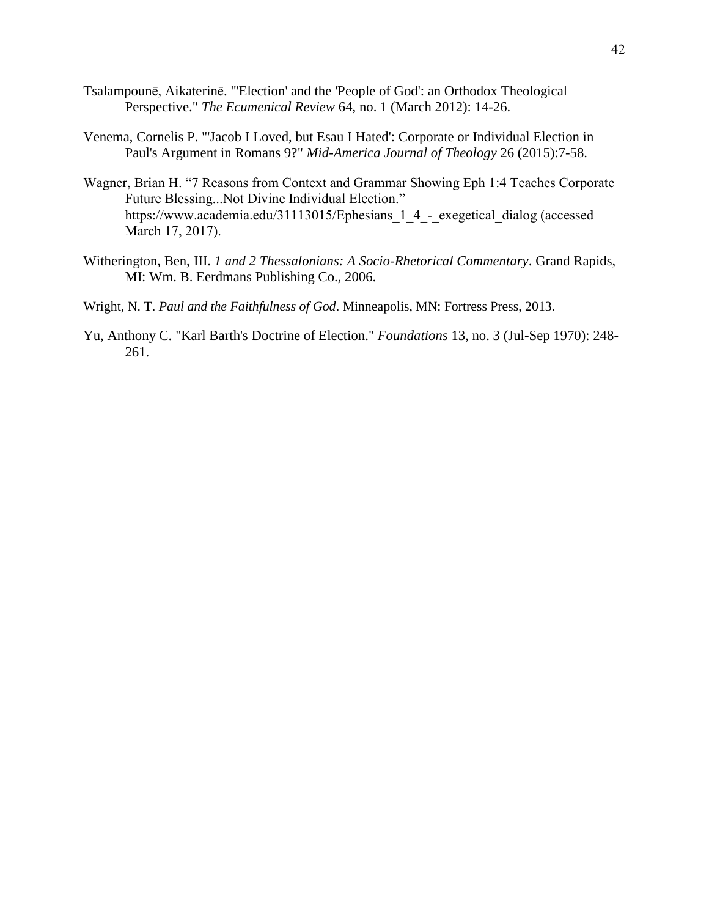Tsalampounē, Aikaterinē. "'Election' and the 'People of God': an Orthodox Theological Perspective." *The Ecumenical Review* 64, no. 1 (March 2012): 14-26.

Venema, Cornelis P. "'Jacob I Loved, but Esau I Hated': Corporate or Individual Election in Paul's Argument in Romans 9?" *Mid-America Journal of Theology* 26 (2015):7-58.

Wagner, Brian H. "7 Reasons from Context and Grammar Showing Eph 1:4 Teaches Corporate Future Blessing...Not Divine Individual Election." https://www.academia.edu/31113015/Ephesians_1_4_-_exegetical_dialog (accessed March 17, 2017).

Witherington, Ben, III. *1 and 2 Thessalonians: A Socio-Rhetorical Commentary*. Grand Rapids, MI: Wm. B. Eerdmans Publishing Co., 2006.

Wright, N. T. *Paul and the Faithfulness of God*. Minneapolis, MN: Fortress Press, 2013.

Yu, Anthony C. "Karl Barth's Doctrine of Election." *Foundations* 13, no. 3 (Jul-Sep 1970): 248-261.